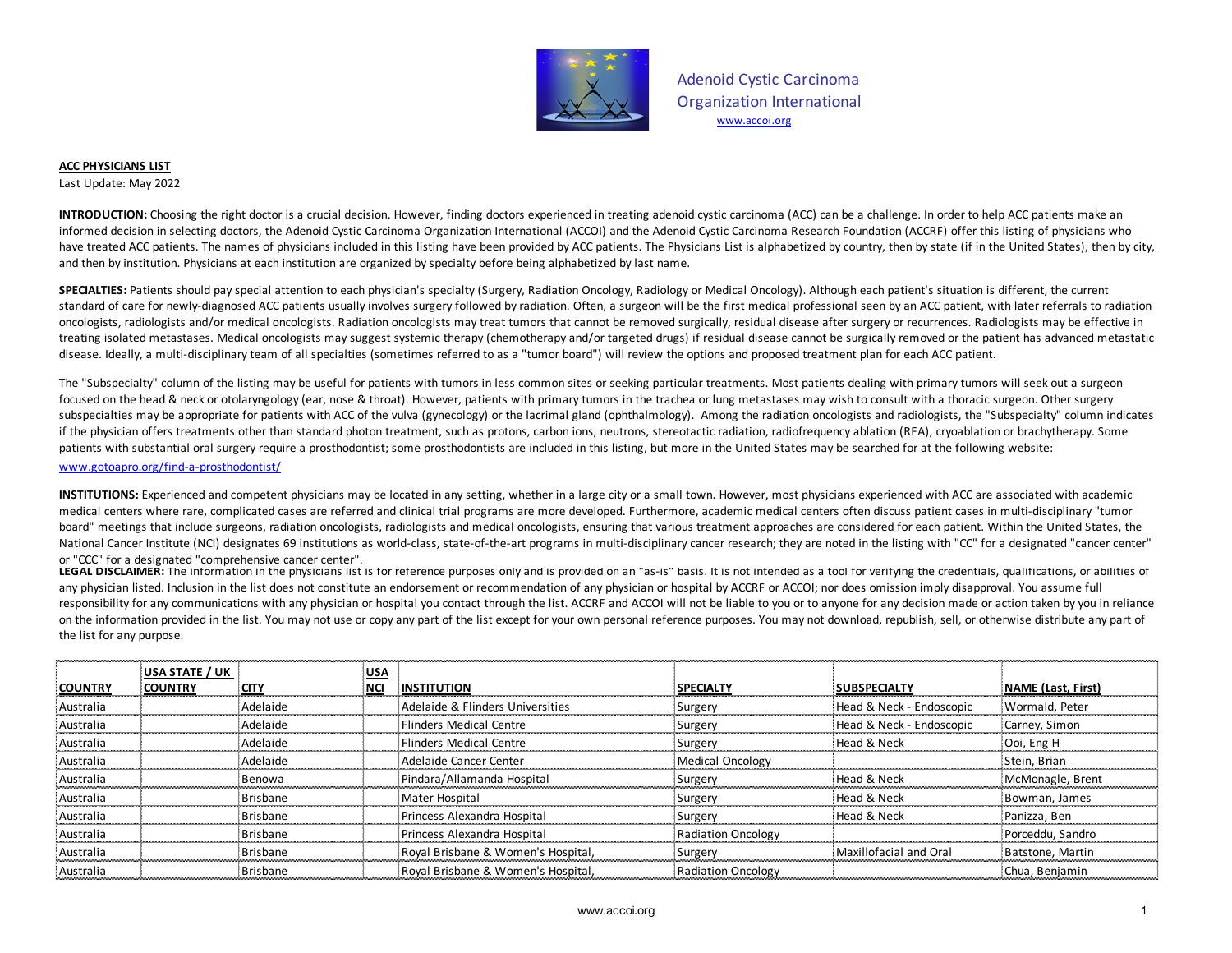Adenoid Cystic Carcinoma Organization International
www.accoi.org

**ACC PHYSICIANS LIST**

Last Update: May 2022

**INTRODUCTION:** Choosing the right doctor is a crucial decision. However, finding doctors experienced in treating adenoid cystic carcinoma (ACC) can be a challenge. In order to help ACC patients make an informed decision in selecting doctors, the Adenoid Cystic Carcinoma Organization International (ACCOI) and the Adenoid Cystic Carcinoma Research Foundation (ACCRF) offer this listing of physicians who have treated ACC patients. The names of physicians included in this listing have been provided by ACC patients. The Physicians List is alphabetized by country, then by state (if in the United States), then by city, and then by institution. Physicians at each institution are organized by specialty before being alphabetized by last name.

**SPECIALTIES:** Patients should pay special attention to each physician's specialty (Surgery, Radiation Oncology, Radiology or Medical Oncology). Although each patient's situation is different, the current standard of care for newly-diagnosed ACC patients usually involves surgery followed by radiation. Often, a surgeon will be the first medical professional seen by an ACC patient, with later referrals to radiation oncologists, radiologists and/or medical oncologists. Radiation oncologists may treat tumors that cannot be removed surgically, residual disease after surgery or recurrences. Radiologists may be effective in treating isolated metastases. Medical oncologists may suggest systemic therapy (chemotherapy and/or targeted drugs) if residual disease cannot be surgically removed or the patient has advanced metastatic disease. Ideally, a multi-disciplinary team of all specialties (sometimes referred to as a "tumor board") will review the options and proposed treatment plan for each ACC patient.

The "Subspecialty" column of the listing may be useful for patients with tumors in less common sites or seeking particular treatments. Most patients dealing with primary tumors will seek out a surgeon focused on the head & neck or otolaryngology (ear, nose & throat). However, patients with primary tumors in the trachea or lung metastases may wish to consult with a thoracic surgeon. Other surgery subspecialties may be appropriate for patients with ACC of the vulva (gynecology) or the lacrimal gland (ophthalmology). Among the radiation oncologists and radiologists, the "Subspecialty" column indicates if the physician offers treatments other than standard photon treatment, such as protons, carbon ions, neutrons, stereotactic radiation, radiofrequency ablation (RFA), cryoablation or brachytherapy. Some patients with substantial oral surgery require a prosthodontist; some prosthodontists are included in this listing, but more in the United States may be searched for at the following website:

www.gotoapro.org/find-a-prosthodontist/

**INSTITUTIONS:** Experienced and competent physicians may be located in any setting, whether in a large city or a small town. However, most physicians experienced with ACC are associated with academic medical centers where rare, complicated cases are referred and clinical trial programs are more developed. Furthermore, academic medical centers often discuss patient cases in multi-disciplinary "tumor board" meetings that include surgeons, radiation oncologists, radiologists and medical oncologists, ensuring that various treatment approaches are considered for each patient. Within the United States, the National Cancer Institute (NCI) designates 69 institutions as world-class, state-of-the-art programs in multi-disciplinary cancer research; they are noted in the listing with "CC" for a designated "cancer center" or "CCC" for a designated "comprehensive cancer center".

**LEGAL DISCLAIMER:** The information in the physicians list is for reference purposes only and is provided on an "as-is" basis. It is not intended as a tool for verifying the credentials, qualifications, or abilities of any physician listed. Inclusion in the list does not constitute an endorsement or recommendation of any physician or hospital by ACCRF or ACCOI; nor does omission imply disapproval. You assume full responsibility for any communications with any physician or hospital you contact through the list. ACCRF and ACCOI will not be liable to you or to anyone for any decision made or action taken by you in reliance on the information provided in the list. You may not use or copy any part of the list except for your own personal reference purposes. You may not download, republish, sell, or otherwise distribute any part of the list for any purpose.

| COUNTRY | USA STATE / UK COUNTRY | CITY | USA NCI | INSTITUTION | SPECIALTY | SUBSPECIALTY | NAME (Last, First) |
|---|---|---|---|---|---|---|---|
| Australia | | Adelaide | | Adelaide & Flinders Universities | Surgery | Head & Neck - Endoscopic | Wormald, Peter |
| Australia | | Adelaide | | Flinders Medical Centre | Surgery | Head & Neck - Endoscopic | Carney, Simon |
| Australia | | Adelaide | | Flinders Medical Centre | Surgery | Head & Neck | Ooi, Eng H |
| Australia | | Adelaide | | Adelaide Cancer Center | Medical Oncology | | Stein, Brian |
| Australia | | Benowa | | Pindara/Allamanda Hospital | Surgery | Head & Neck | McMonagle, Brent |
| Australia | | Brisbane | | Mater Hospital | Surgery | Head & Neck | Bowman, James |
| Australia | | Brisbane | | Princess Alexandra Hospital | Surgery | Head & Neck | Panizza, Ben |
| Australia | | Brisbane | | Princess Alexandra Hospital | Radiation Oncology | | Porceddu, Sandro |
| Australia | | Brisbane | | Royal Brisbane & Women's Hospital, | Surgery | Maxillofacial and Oral | Batstone, Martin |
| Australia | | Brisbane | | Royal Brisbane & Women's Hospital, | Radiation Oncology | | Chua, Benjamin |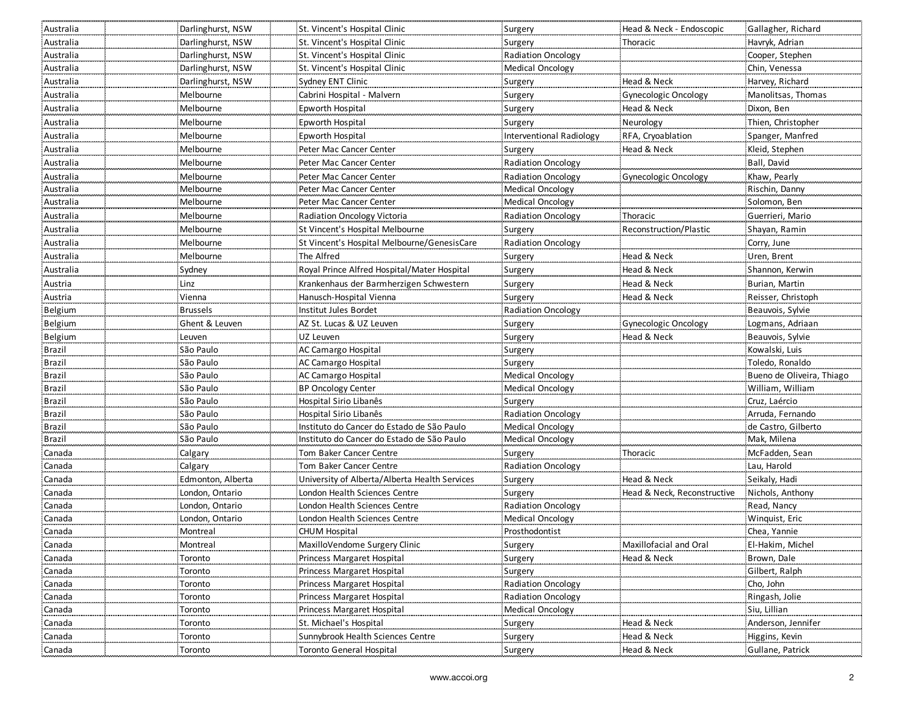| | | | | | | | |
|---|---|---|---|---|---|---|---|
| Australia | | Darlinghurst, NSW | | St. Vincent's Hospital Clinic | Surgery | Head & Neck - Endoscopic | Gallagher, Richard |
| Australia | | Darlinghurst, NSW | | St. Vincent's Hospital Clinic | Surgery | Thoracic | Havryk, Adrian |
| Australia | | Darlinghurst, NSW | | St. Vincent's Hospital Clinic | Radiation Oncology | | Cooper, Stephen |
| Australia | | Darlinghurst, NSW | | St. Vincent's Hospital Clinic | Medical Oncology | | Chin, Venessa |
| Australia | | Darlinghurst, NSW | | Sydney ENT Clinic | Surgery | Head & Neck | Harvey, Richard |
| Australia | | Melbourne | | Cabrini Hospital - Malvern | Surgery | Gynecologic Oncology | Manolitsas, Thomas |
| Australia | | Melbourne | | Epworth Hospital | Surgery | Head & Neck | Dixon, Ben |
| Australia | | Melbourne | | Epworth Hospital | Surgery | Neurology | Thien, Christopher |
| Australia | | Melbourne | | Epworth Hospital | Interventional Radiology | RFA, Cryoablation | Spanger, Manfred |
| Australia | | Melbourne | | Peter Mac Cancer Center | Surgery | Head & Neck | Kleid, Stephen |
| Australia | | Melbourne | | Peter Mac Cancer Center | Radiation Oncology | | Ball, David |
| Australia | | Melbourne | | Peter Mac Cancer Center | Radiation Oncology | Gynecologic Oncology | Khaw, Pearly |
| Australia | | Melbourne | | Peter Mac Cancer Center | Medical Oncology | | Rischin, Danny |
| Australia | | Melbourne | | Peter Mac Cancer Center | Medical Oncology | | Solomon, Ben |
| Australia | | Melbourne | | Radiation Oncology Victoria | Radiation Oncology | Thoracic | Guerrieri, Mario |
| Australia | | Melbourne | | St Vincent's Hospital Melbourne | Surgery | Reconstruction/Plastic | Shayan, Ramin |
| Australia | | Melbourne | | St Vincent's Hospital Melbourne/GenesisCare | Radiation Oncology | | Corry, June |
| Australia | | Melbourne | | The Alfred | Surgery | Head & Neck | Uren, Brent |
| Australia | | Sydney | | Royal Prince Alfred Hospital/Mater Hospital | Surgery | Head & Neck | Shannon, Kerwin |
| Austria | | Linz | | Krankenhaus der Barmherzigen Schwestern | Surgery | Head & Neck | Burian, Martin |
| Austria | | Vienna | | Hanusch-Hospital Vienna | Surgery | Head & Neck | Reisser, Christoph |
| Belgium | | Brussels | | Institut Jules Bordet | Radiation Oncology | | Beauvois, Sylvie |
| Belgium | | Ghent & Leuven | | AZ St. Lucas & UZ Leuven | Surgery | Gynecologic Oncology | Logmans, Adriaan |
| Belgium | | Leuven | | UZ Leuven | Surgery | Head & Neck | Beauvois, Sylvie |
| Brazil | | São Paulo | | AC Camargo Hospital | Surgery | | Kowalski, Luis |
| Brazil | | São Paulo | | AC Camargo Hospital | Surgery | | Toledo, Ronaldo |
| Brazil | | São Paulo | | AC Camargo Hospital | Medical Oncology | | Bueno de Oliveira, Thiago |
| Brazil | | São Paulo | | BP Oncology Center | Medical Oncology | | William, William |
| Brazil | | São Paulo | | Hospital Sirio Libanês | Surgery | | Cruz, Laércio |
| Brazil | | São Paulo | | Hospital Sirio Libanês | Radiation Oncology | | Arruda, Fernando |
| Brazil | | São Paulo | | Instituto do Cancer do Estado de São Paulo | Medical Oncology | | de Castro, Gilberto |
| Brazil | | São Paulo | | Instituto do Cancer do Estado de São Paulo | Medical Oncology | | Mak, Milena |
| Canada | | Calgary | | Tom Baker Cancer Centre | Surgery | Thoracic | McFadden, Sean |
| Canada | | Calgary | | Tom Baker Cancer Centre | Radiation Oncology | | Lau, Harold |
| Canada | | Edmonton, Alberta | | University of Alberta/Alberta Health Services | Surgery | Head & Neck | Seikaly, Hadi |
| Canada | | London, Ontario | | London Health Sciences Centre | Surgery | Head & Neck, Reconstructive | Nichols, Anthony |
| Canada | | London, Ontario | | London Health Sciences Centre | Radiation Oncology | | Read, Nancy |
| Canada | | London, Ontario | | London Health Sciences Centre | Medical Oncology | | Winquist, Eric |
| Canada | | Montreal | | CHUM Hospital | Prosthodontist | | Chea, Yannie |
| Canada | | Montreal | | MaxilloVendome Surgery Clinic | Surgery | Maxillofacial and Oral | El-Hakim, Michel |
| Canada | | Toronto | | Princess Margaret Hospital | Surgery | Head & Neck | Brown, Dale |
| Canada | | Toronto | | Princess Margaret Hospital | Surgery | | Gilbert, Ralph |
| Canada | | Toronto | | Princess Margaret Hospital | Radiation Oncology | | Cho, John |
| Canada | | Toronto | | Princess Margaret Hospital | Radiation Oncology | | Ringash, Jolie |
| Canada | | Toronto | | Princess Margaret Hospital | Medical Oncology | | Siu, Lillian |
| Canada | | Toronto | | St. Michael's Hospital | Surgery | Head & Neck | Anderson, Jennifer |
| Canada | | Toronto | | Sunnybrook Health Sciences Centre | Surgery | Head & Neck | Higgins, Kevin |
| Canada | | Toronto | | Toronto General Hospital | Surgery | Head & Neck | Gullane, Patrick |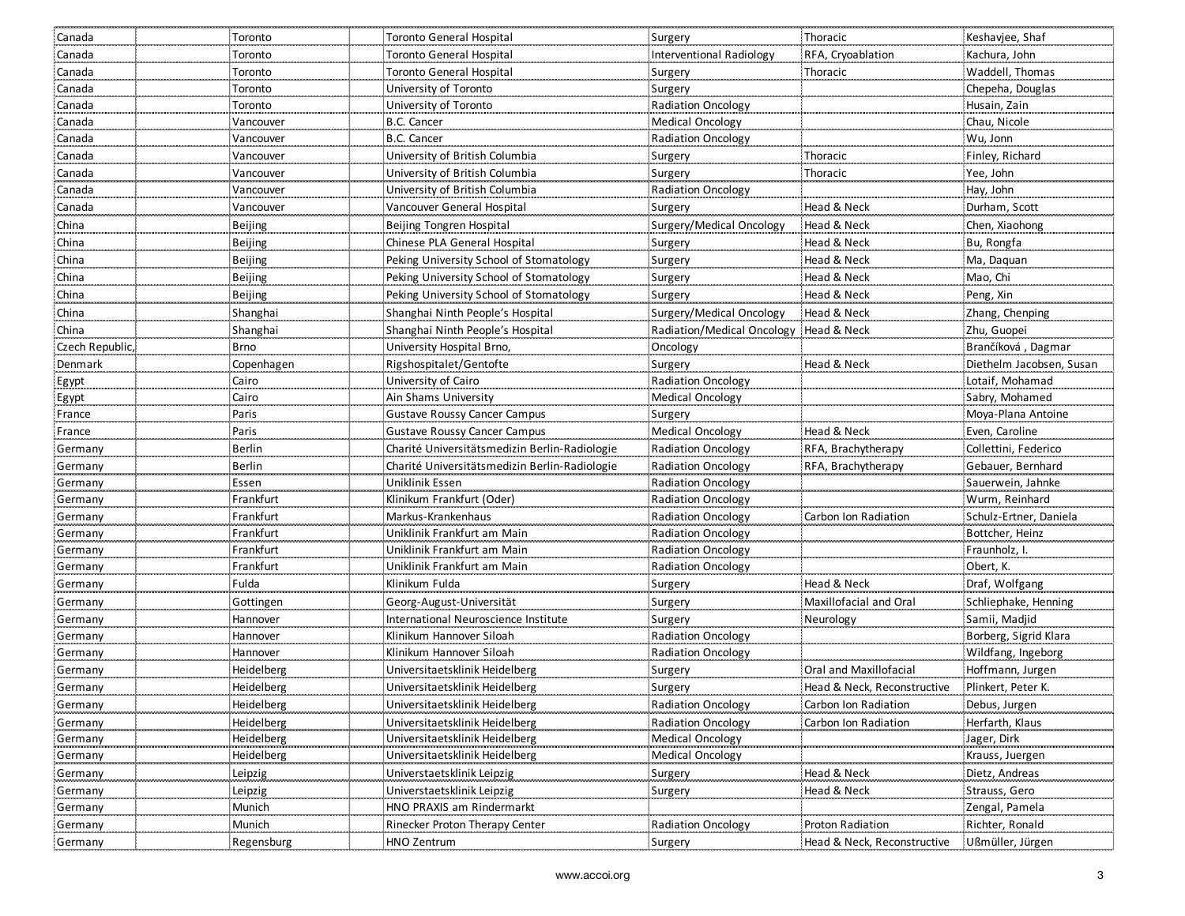| Canada | | Toronto | | Toronto General Hospital | Surgery | Thoracic | Keshavjee, Shaf |
|---|---|---|---|---|---|---|---|
| Canada | | Toronto | | Toronto General Hospital | Interventional Radiology | RFA, Cryoablation | Kachura, John |
| Canada | | Toronto | | Toronto General Hospital | Surgery | Thoracic | Waddell, Thomas |
| Canada | | Toronto | | University of Toronto | Surgery | | Chepeha, Douglas |
| Canada | | Toronto | | University of Toronto | Radiation Oncology | | Husain, Zain |
| Canada | | Vancouver | | B.C. Cancer | Medical Oncology | | Chau, Nicole |
| Canada | | Vancouver | | B.C. Cancer | Radiation Oncology | | Wu, Jonn |
| Canada | | Vancouver | | University of British Columbia | Surgery | Thoracic | Finley, Richard |
| Canada | | Vancouver | | University of British Columbia | Surgery | Thoracic | Yee, John |
| Canada | | Vancouver | | University of British Columbia | Radiation Oncology | | Hay, John |
| Canada | | Vancouver | | Vancouver General Hospital | Surgery | Head & Neck | Durham, Scott |
| China | | Beijing | | Beijing Tongren Hospital | Surgery/Medical Oncology | Head & Neck | Chen, Xiaohong |
| China | | Beijing | | Chinese PLA General Hospital | Surgery | Head & Neck | Bu, Rongfa |
| China | | Beijing | | Peking University School of Stomatology | Surgery | Head & Neck | Ma, Daquan |
| China | | Beijing | | Peking University School of Stomatology | Surgery | Head & Neck | Mao, Chi |
| China | | Beijing | | Peking University School of Stomatology | Surgery | Head & Neck | Peng, Xin |
| China | | Shanghai | | Shanghai Ninth People's Hospital | Surgery/Medical Oncology | Head & Neck | Zhang, Chenping |
| China | | Shanghai | | Shanghai Ninth People's Hospital | Radiation/Medical Oncology | Head & Neck | Zhu, Guopei |
| Czech Republic, | | Brno | | University Hospital Brno, | Oncology | | Brančíková , Dagmar |
| Denmark | | Copenhagen | | Rigshospitalet/Gentofte | Surgery | Head & Neck | Diethelm Jacobsen, Susan |
| Egypt | | Cairo | | University of Cairo | Radiation Oncology | | Lotaif, Mohamad |
| Egypt | | Cairo | | Ain Shams University | Medical Oncology | | Sabry, Mohamed |
| France | | Paris | | Gustave Roussy Cancer Campus | Surgery | | Moya-Plana Antoine |
| France | | Paris | | Gustave Roussy Cancer Campus | Medical Oncology | Head & Neck | Even, Caroline |
| Germany | | Berlin | | Charité Universitätsmedizin Berlin-Radiologie | Radiation Oncology | RFA, Brachytherapy | Collettini, Federico |
| Germany | | Berlin | | Charité Universitätsmedizin Berlin-Radiologie | Radiation Oncology | RFA, Brachytherapy | Gebauer, Bernhard |
| Germany | | Essen | | Uniklinik Essen | Radiation Oncology | | Sauerwein, Jahnke |
| Germany | | Frankfurt | | Klinikum Frankfurt (Oder) | Radiation Oncology | | Wurm, Reinhard |
| Germany | | Frankfurt | | Markus-Krankenhaus | Radiation Oncology | Carbon Ion Radiation | Schulz-Ertner, Daniela |
| Germany | | Frankfurt | | Uniklinik Frankfurt am Main | Radiation Oncology | | Bottcher, Heinz |
| Germany | | Frankfurt | | Uniklinik Frankfurt am Main | Radiation Oncology | | Fraunholz, I. |
| Germany | | Frankfurt | | Uniklinik Frankfurt am Main | Radiation Oncology | | Obert, K. |
| Germany | | Fulda | | Klinikum Fulda | Surgery | Head & Neck | Draf, Wolfgang |
| Germany | | Gottingen | | Georg-August-Universität | Surgery | Maxillofacial and Oral | Schliephake, Henning |
| Germany | | Hannover | | International Neuroscience Institute | Surgery | Neurology | Samii, Madjid |
| Germany | | Hannover | | Klinikum Hannover Siloah | Radiation Oncology | | Borberg, Sigrid Klara |
| Germany | | Hannover | | Klinikum Hannover Siloah | Radiation Oncology | | Wildfang, Ingeborg |
| Germany | | Heidelberg | | Universitaetsklinik Heidelberg | Surgery | Oral and Maxillofacial | Hoffmann, Jurgen |
| Germany | | Heidelberg | | Universitaetsklinik Heidelberg | Surgery | Head & Neck, Reconstructive | Plinkert, Peter K. |
| Germany | | Heidelberg | | Universitaetsklinik Heidelberg | Radiation Oncology | Carbon Ion Radiation | Debus, Jurgen |
| Germany | | Heidelberg | | Universitaetsklinik Heidelberg | Radiation Oncology | Carbon Ion Radiation | Herfarth, Klaus |
| Germany | | Heidelberg | | Universitaetsklinik Heidelberg | Medical Oncology | | Jager, Dirk |
| Germany | | Heidelberg | | Universitaetsklinik Heidelberg | Medical Oncology | | Krauss, Juergen |
| Germany | | Leipzig | | Universtaetsklinik Leipzig | Surgery | Head & Neck | Dietz, Andreas |
| Germany | | Leipzig | | Universtaetsklinik Leipzig | Surgery | Head & Neck | Strauss, Gero |
| Germany | | Munich | | HNO PRAXIS am Rindermarkt | | | Zengal, Pamela |
| Germany | | Munich | | Rinecker Proton Therapy Center | Radiation Oncology | Proton Radiation | Richter, Ronald |
| Germany | | Regensburg | | HNO Zentrum | Surgery | Head & Neck, Reconstructive | Ußmüller, Jürgen |

www.accoi.org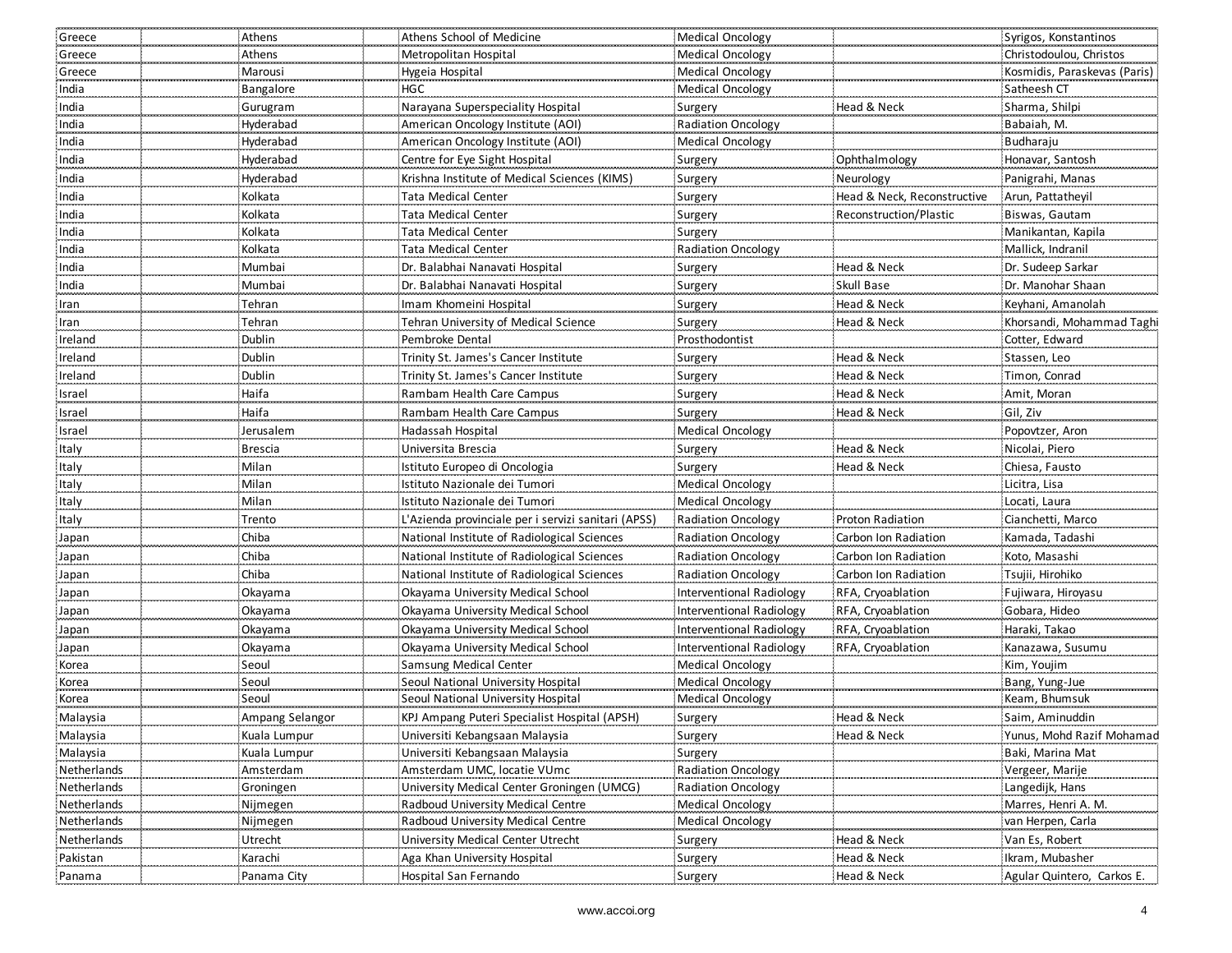| | | | | | | | |
|---|---|---|---|---|---|---|---|
| Greece | | Athens | | Athens School of Medicine | Medical Oncology | | Syrigos, Konstantinos |
| Greece | | Athens | | Metropolitan Hospital | Medical Oncology | | Christodoulou, Christos |
| Greece | | Marousi | | Hygeia Hospital | Medical Oncology | | Kosmidis, Paraskevas (Paris) |
| India | | Bangalore | | HGC | Medical Oncology | | Satheesh CT |
| India | | Gurugram | | Narayana Superspeciality Hospital | Surgery | Head & Neck | Sharma, Shilpi |
| India | | Hyderabad | | American Oncology Institute (AOI) | Radiation Oncology | | Babaiah, M. |
| India | | Hyderabad | | American Oncology Institute (AOI) | Medical Oncology | | Budharaju |
| India | | Hyderabad | | Centre for Eye Sight Hospital | Surgery | Ophthalmology | Honavar, Santosh |
| India | | Hyderabad | | Krishna Institute of Medical Sciences (KIMS) | Surgery | Neurology | Panigrahi, Manas |
| India | | Kolkata | | Tata Medical Center | Surgery | Head & Neck, Reconstructive | Arun, Pattatheyil |
| India | | Kolkata | | Tata Medical Center | Surgery | Reconstruction/Plastic | Biswas, Gautam |
| India | | Kolkata | | Tata Medical Center | Surgery | | Manikantan, Kapila |
| India | | Kolkata | | Tata Medical Center | Radiation Oncology | | Mallick, Indranil |
| India | | Mumbai | | Dr. Balabhai Nanavati Hospital | Surgery | Head & Neck | Dr. Sudeep Sarkar |
| India | | Mumbai | | Dr. Balabhai Nanavati Hospital | Surgery | Skull Base | Dr. Manohar Shaan |
| Iran | | Tehran | | Imam Khomeini Hospital | Surgery | Head & Neck | Keyhani, Amanolah |
| Iran | | Tehran | | Tehran University of Medical Science | Surgery | Head & Neck | Khorsandi, Mohammad Taghi |
| Ireland | | Dublin | | Pembroke Dental | Prosthodontist | | Cotter, Edward |
| Ireland | | Dublin | | Trinity St. James's Cancer Institute | Surgery | Head & Neck | Stassen, Leo |
| Ireland | | Dublin | | Trinity St. James's Cancer Institute | Surgery | Head & Neck | Timon, Conrad |
| Israel | | Haifa | | Rambam Health Care Campus | Surgery | Head & Neck | Amit, Moran |
| Israel | | Haifa | | Rambam Health Care Campus | Surgery | Head & Neck | Gil, Ziv |
| Israel | | Jerusalem | | Hadassah Hospital | Medical Oncology | | Popovtzer, Aron |
| Italy | | Brescia | | Universita Brescia | Surgery | Head & Neck | Nicolai, Piero |
| Italy | | Milan | | Istituto Europeo di Oncologia | Surgery | Head & Neck | Chiesa, Fausto |
| Italy | | Milan | | Istituto Nazionale dei Tumori | Medical Oncology | | Licitra, Lisa |
| Italy | | Milan | | Istituto Nazionale dei Tumori | Medical Oncology | | Locati, Laura |
| Italy | | Trento | | L'Azienda provinciale per i servizi sanitari (APSS) | Radiation Oncology | Proton Radiation | Cianchetti, Marco |
| Japan | | Chiba | | National Institute of Radiological Sciences | Radiation Oncology | Carbon Ion Radiation | Kamada, Tadashi |
| Japan | | Chiba | | National Institute of Radiological Sciences | Radiation Oncology | Carbon Ion Radiation | Koto, Masashi |
| Japan | | Chiba | | National Institute of Radiological Sciences | Radiation Oncology | Carbon Ion Radiation | Tsujii, Hirohiko |
| Japan | | Okayama | | Okayama University Medical School | Interventional Radiology | RFA, Cryoablation | Fujiwara, Hiroyasu |
| Japan | | Okayama | | Okayama University Medical School | Interventional Radiology | RFA, Cryoablation | Gobara, Hideo |
| Japan | | Okayama | | Okayama University Medical School | Interventional Radiology | RFA, Cryoablation | Haraki, Takao |
| Japan | | Okayama | | Okayama University Medical School | Interventional Radiology | RFA, Cryoablation | Kanazawa, Susumu |
| Korea | | Seoul | | Samsung Medical Center | Medical Oncology | | Kim, Youjim |
| Korea | | Seoul | | Seoul National University Hospital | Medical Oncology | | Bang, Yung-Jue |
| Korea | | Seoul | | Seoul National University Hospital | Medical Oncology | | Keam, Bhumsuk |
| Malaysia | | Ampang Selangor | | KPJ Ampang Puteri Specialist Hospital (APSH) | Surgery | Head & Neck | Saim, Aminuddin |
| Malaysia | | Kuala Lumpur | | Universiti Kebangsaan Malaysia | Surgery | Head & Neck | Yunus, Mohd Razif Mohamad |
| Malaysia | | Kuala Lumpur | | Universiti Kebangsaan Malaysia | Surgery | | Baki, Marina Mat |
| Netherlands | | Amsterdam | | Amsterdam UMC, locatie VUmc | Radiation Oncology | | Vergeer, Marije |
| Netherlands | | Groningen | | University Medical Center Groningen (UMCG) | Radiation Oncology | | Langedijk, Hans |
| Netherlands | | Nijmegen | | Radboud University Medical Centre | Medical Oncology | | Marres, Henri A. M. |
| Netherlands | | Nijmegen | | Radboud University Medical Centre | Medical Oncology | | van Herpen, Carla |
| Netherlands | | Utrecht | | University Medical Center Utrecht | Surgery | Head & Neck | Van Es, Robert |
| Pakistan | | Karachi | | Aga Khan University Hospital | Surgery | Head & Neck | Ikram, Mubasher |
| Panama | | Panama City | | Hospital San Fernando | Surgery | Head & Neck | Agular Quintero, Carkos E. |

www.accoi.org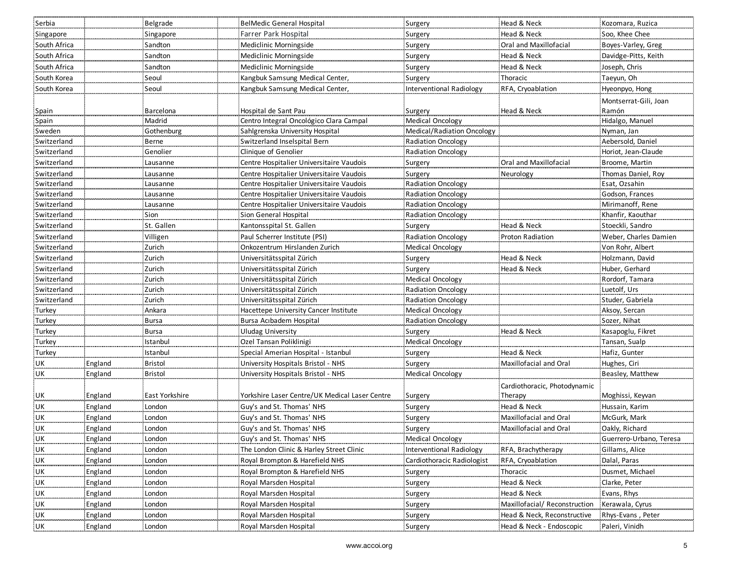| | | | | | | | |
|---|---|---|---|---|---|---|---|
| Serbia | | Belgrade | | BelMedic General Hospital | Surgery | Head & Neck | Kozomara, Ruzica |
| Singapore | | Singapore | | Farrer Park Hospital | Surgery | Head & Neck | Soo, Khee Chee |
| South Africa | | Sandton | | Mediclinic Morningside | Surgery | Oral and Maxillofacial | Boyes-Varley, Greg |
| South Africa | | Sandton | | Mediclinic Morningside | Surgery | Head & Neck | Davidge-Pitts, Keith |
| South Africa | | Sandton | | Mediclinic Morningside | Surgery | Head & Neck | Joseph, Chris |
| South Korea | | Seoul | | Kangbuk Samsung Medical Center, | Surgery | Thoracic | Taeyun, Oh |
| South Korea | | Seoul | | Kangbuk Samsung Medical Center, | Interventional Radiology | RFA, Cryoablation | Hyeonpyo, Hong |
| Spain | | Barcelona | | Hospital de Sant Pau | Surgery | Head & Neck | Montserrat-Gili, Joan Ramón |
| Spain | | Madrid | | Centro Integral Oncológico Clara Campal | Medical Oncology | | Hidalgo, Manuel |
| Sweden | | Gothenburg | | Sahlgrenska University Hospital | Medical/Radiation Oncology | | Nyman, Jan |
| Switzerland | | Berne | | Switzerland Inselspital Bern | Radiation Oncology | | Aebersold, Daniel |
| Switzerland | | Genolier | | Clinique of Genolier | Radiation Oncology | | Horiot, Jean-Claude |
| Switzerland | | Lausanne | | Centre Hospitalier Universitaire Vaudois | Surgery | Oral and Maxillofacial | Broome, Martin |
| Switzerland | | Lausanne | | Centre Hospitalier Universitaire Vaudois | Surgery | Neurology | Thomas Daniel, Roy |
| Switzerland | | Lausanne | | Centre Hospitalier Universitaire Vaudois | Radiation Oncology | | Esat, Ozsahin |
| Switzerland | | Lausanne | | Centre Hospitalier Universitaire Vaudois | Radiation Oncology | | Godson, Frances |
| Switzerland | | Lausanne | | Centre Hospitalier Universitaire Vaudois | Radiation Oncology | | Mirimanoff, Rene |
| Switzerland | | Sion | | Sion General Hospital | Radiation Oncology | | Khanfir, Kaouthar |
| Switzerland | | St. Gallen | | Kantonsspital St. Gallen | Surgery | Head & Neck | Stoeckli, Sandro |
| Switzerland | | Villigen | | Paul Scherrer Institute (PSI) | Radiation Oncology | Proton Radiation | Weber, Charles Damien |
| Switzerland | | Zurich | | Onkozentrum Hirslanden Zurich | Medical Oncology | | Von Rohr, Albert |
| Switzerland | | Zurich | | Universitätsspital Zürich | Surgery | Head & Neck | Holzmann, David |
| Switzerland | | Zurich | | Universitätsspital Zürich | Surgery | Head & Neck | Huber, Gerhard |
| Switzerland | | Zurich | | Universitätsspital Zürich | Medical Oncology | | Rordorf, Tamara |
| Switzerland | | Zurich | | Universitätsspital Zürich | Radiation Oncology | | Luetolf, Urs |
| Switzerland | | Zurich | | Universitätsspital Zürich | Radiation Oncology | | Studer, Gabriela |
| Turkey | | Ankara | | Hacettepe University Cancer Institute | Medical Oncology | | Aksoy, Sercan |
| Turkey | | Bursa | | Bursa Acıbadem Hospital | Radiation Oncology | | Sozer, Nihat |
| Turkey | | Bursa | | Uludag University | Surgery | Head & Neck | Kasapoglu, Fikret |
| Turkey | | Istanbul | | Ozel Tansan Poliklinigi | Medical Oncology | | Tansan, Sualp |
| Turkey | | Istanbul | | Special Amerian Hospital - Istanbul | Surgery | Head & Neck | Hafiz, Gunter |
| UK | England | Bristol | | University Hospitals Bristol - NHS | Surgery | Maxillofacial and Oral | Hughes, Ciri |
| UK | England | Bristol | | University Hospitals Bristol - NHS | Medical Oncology | | Beasley, Matthew |
| UK | England | East Yorkshire | | Yorkshire Laser Centre/UK Medical Laser Centre | Surgery | Cardiothoracic, Photodynamic Therapy | Moghissi, Keyvan |
| UK | England | London | | Guy's and St. Thomas' NHS | Surgery | Head & Neck | Hussain, Karim |
| UK | England | London | | Guy's and St. Thomas' NHS | Surgery | Maxillofacial and Oral | McGurk, Mark |
| UK | England | London | | Guy's and St. Thomas' NHS | Surgery | Maxillofacial and Oral | Oakly, Richard |
| UK | England | London | | Guy's and St. Thomas' NHS | Medical Oncology | | Guerrero-Urbano, Teresa |
| UK | England | London | | The London Clinic & Harley Street Clinic | Interventional Radiology | RFA, Brachytherapy | Gillams, Alice |
| UK | England | London | | Royal Brompton & Harefield NHS | Cardiothoracic Radiologist | RFA, Cryoablation | Dalal, Paras |
| UK | England | London | | Royal Brompton & Harefield NHS | Surgery | Thoracic | Dusmet, Michael |
| UK | England | London | | Royal Marsden Hospital | Surgery | Head & Neck | Clarke, Peter |
| UK | England | London | | Royal Marsden Hospital | Surgery | Head & Neck | Evans, Rhys |
| UK | England | London | | Royal Marsden Hospital | Surgery | Maxillofacial/ Reconstruction | Kerawala, Cyrus |
| UK | England | London | | Royal Marsden Hospital | Surgery | Head & Neck, Reconstructive | Rhys-Evans , Peter |
| UK | England | London | | Royal Marsden Hospital | Surgery | Head & Neck - Endoscopic | Paleri, Vinidh |

www.accoi.org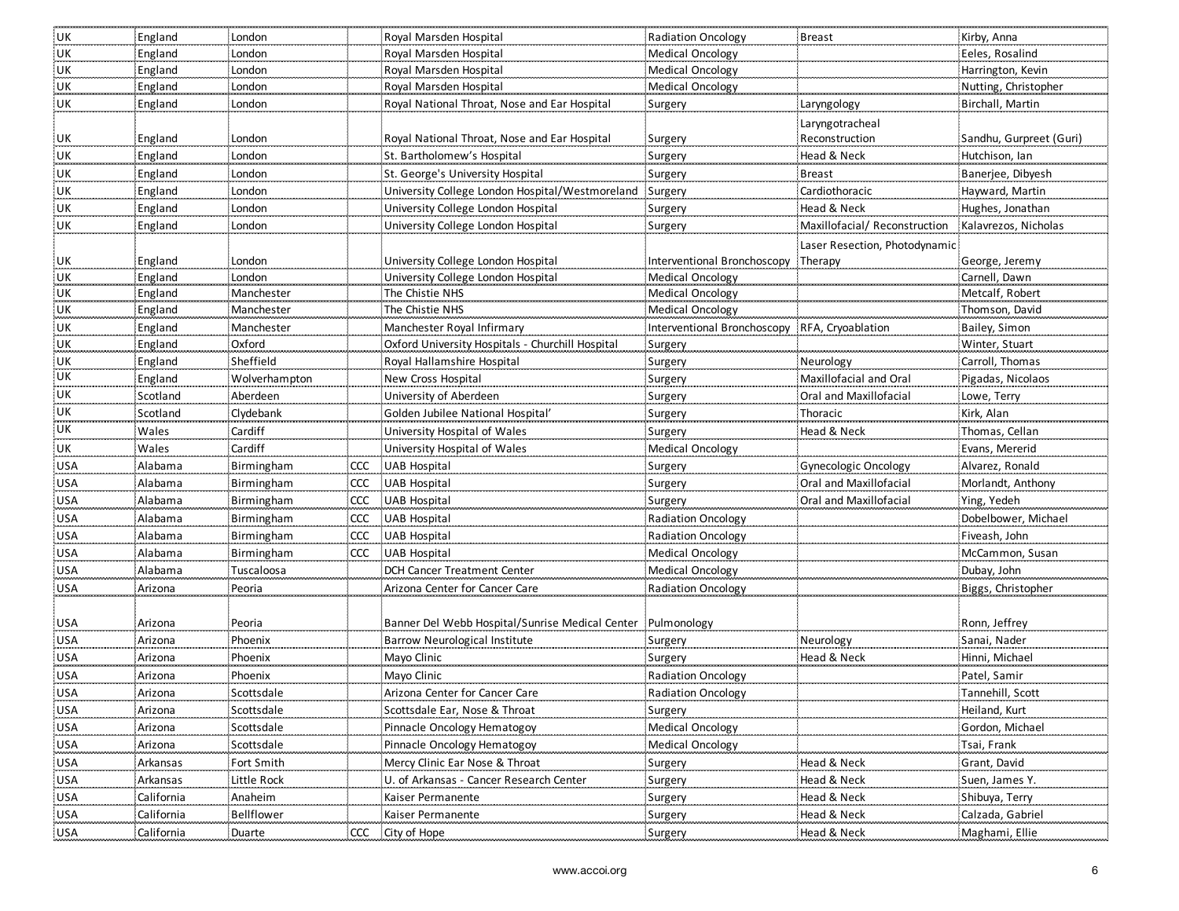| UK | England | London | | Royal Marsden Hospital | Radiation Oncology | Breast | Kirby, Anna |
|---|---|---|---|---|---|---|---|
| UK | England | London | | Royal Marsden Hospital | Medical Oncology | | Eeles, Rosalind |
| UK | England | London | | Royal Marsden Hospital | Medical Oncology | | Harrington, Kevin |
| UK | England | London | | Royal Marsden Hospital | Medical Oncology | | Nutting, Christopher |
| UK | England | London | | Royal National Throat, Nose and Ear Hospital | Surgery | Laryngology | Birchall, Martin |
| UK | England | London | | Royal National Throat, Nose and Ear Hospital | Surgery | Laryngotracheal Reconstruction | Sandhu, Gurpreet (Guri) |
| UK | England | London | | St. Bartholomew's Hospital | Surgery | Head & Neck | Hutchison, Ian |
| UK | England | London | | St. George's University Hospital | Surgery | Breast | Banerjee, Dibyesh |
| UK | England | London | | University College London Hospital/Westmoreland | Surgery | Cardiothoracic | Hayward, Martin |
| UK | England | London | | University College London Hospital | Surgery | Head & Neck | Hughes, Jonathan |
| UK | England | London | | University College London Hospital | Surgery | Maxillofacial/ Reconstruction | Kalavrezos, Nicholas |
| UK | England | London | | University College London Hospital | Interventional Bronchoscopy | Laser Resection, Photodynamic Therapy | George, Jeremy |
| UK | England | London | | University College London Hospital | Medical Oncology | | Carnell, Dawn |
| UK | England | Manchester | | The Chistie NHS | Medical Oncology | | Metcalf, Robert |
| UK | England | Manchester | | The Chistie NHS | Medical Oncology | | Thomson, David |
| UK | England | Manchester | | Manchester Royal Infirmary | Interventional Bronchoscopy | RFA, Cryoablation | Bailey, Simon |
| UK | England | Oxford | | Oxford University Hospitals - Churchill Hospital | Surgery | | Winter, Stuart |
| UK | England | Sheffield | | Royal Hallamshire Hospital | Surgery | Neurology | Carroll, Thomas |
| UK | England | Wolverhampton | | New Cross Hospital | Surgery | Maxillofacial and Oral | Pigadas, Nicolaos |
| UK | Scotland | Aberdeen | | University of Aberdeen | Surgery | Oral and Maxillofacial | Lowe, Terry |
| UK | Scotland | Clydebank | | Golden Jubilee National Hospital' | Surgery | Thoracic | Kirk, Alan |
| UK | Wales | Cardiff | | University Hospital of Wales | Surgery | Head & Neck | Thomas, Cellan |
| UK | Wales | Cardiff | | University Hospital of Wales | Medical Oncology | | Evans, Mererid |
| USA | Alabama | Birmingham | CCC | UAB Hospital | Surgery | Gynecologic Oncology | Alvarez, Ronald |
| USA | Alabama | Birmingham | CCC | UAB Hospital | Surgery | Oral and Maxillofacial | Morlandt, Anthony |
| USA | Alabama | Birmingham | CCC | UAB Hospital | Surgery | Oral and Maxillofacial | Ying, Yedeh |
| USA | Alabama | Birmingham | CCC | UAB Hospital | Radiation Oncology | | Dobelbower, Michael |
| USA | Alabama | Birmingham | CCC | UAB Hospital | Radiation Oncology | | Fiveash, John |
| USA | Alabama | Birmingham | CCC | UAB Hospital | Medical Oncology | | McCammon, Susan |
| USA | Alabama | Tuscaloosa | | DCH Cancer Treatment Center | Medical Oncology | | Dubay, John |
| USA | Arizona | Peoria | | Arizona Center for Cancer Care | Radiation Oncology | | Biggs, Christopher |
| USA | Arizona | Peoria | | Banner Del Webb Hospital/Sunrise Medical Center | Pulmonology | | Ronn, Jeffrey |
| USA | Arizona | Phoenix | | Barrow Neurological Institute | Surgery | Neurology | Sanai, Nader |
| USA | Arizona | Phoenix | | Mayo Clinic | Surgery | Head & Neck | Hinni, Michael |
| USA | Arizona | Phoenix | | Mayo Clinic | Radiation Oncology | | Patel, Samir |
| USA | Arizona | Scottsdale | | Arizona Center for Cancer Care | Radiation Oncology | | Tannehill, Scott |
| USA | Arizona | Scottsdale | | Scottsdale Ear, Nose & Throat | Surgery | | Heiland, Kurt |
| USA | Arizona | Scottsdale | | Pinnacle Oncology Hematogoy | Medical Oncology | | Gordon, Michael |
| USA | Arizona | Scottsdale | | Pinnacle Oncology Hematogoy | Medical Oncology | | Tsai, Frank |
| USA | Arkansas | Fort Smith | | Mercy Clinic Ear Nose & Throat | Surgery | Head & Neck | Grant, David |
| USA | Arkansas | Little Rock | | U. of Arkansas - Cancer Research Center | Surgery | Head & Neck | Suen, James Y. |
| USA | California | Anaheim | | Kaiser Permanente | Surgery | Head & Neck | Shibuya, Terry |
| USA | California | Bellflower | | Kaiser Permanente | Surgery | Head & Neck | Calzada, Gabriel |
| USA | California | Duarte | CCC | City of Hope | Surgery | Head & Neck | Maghami, Ellie |

www.accoi.org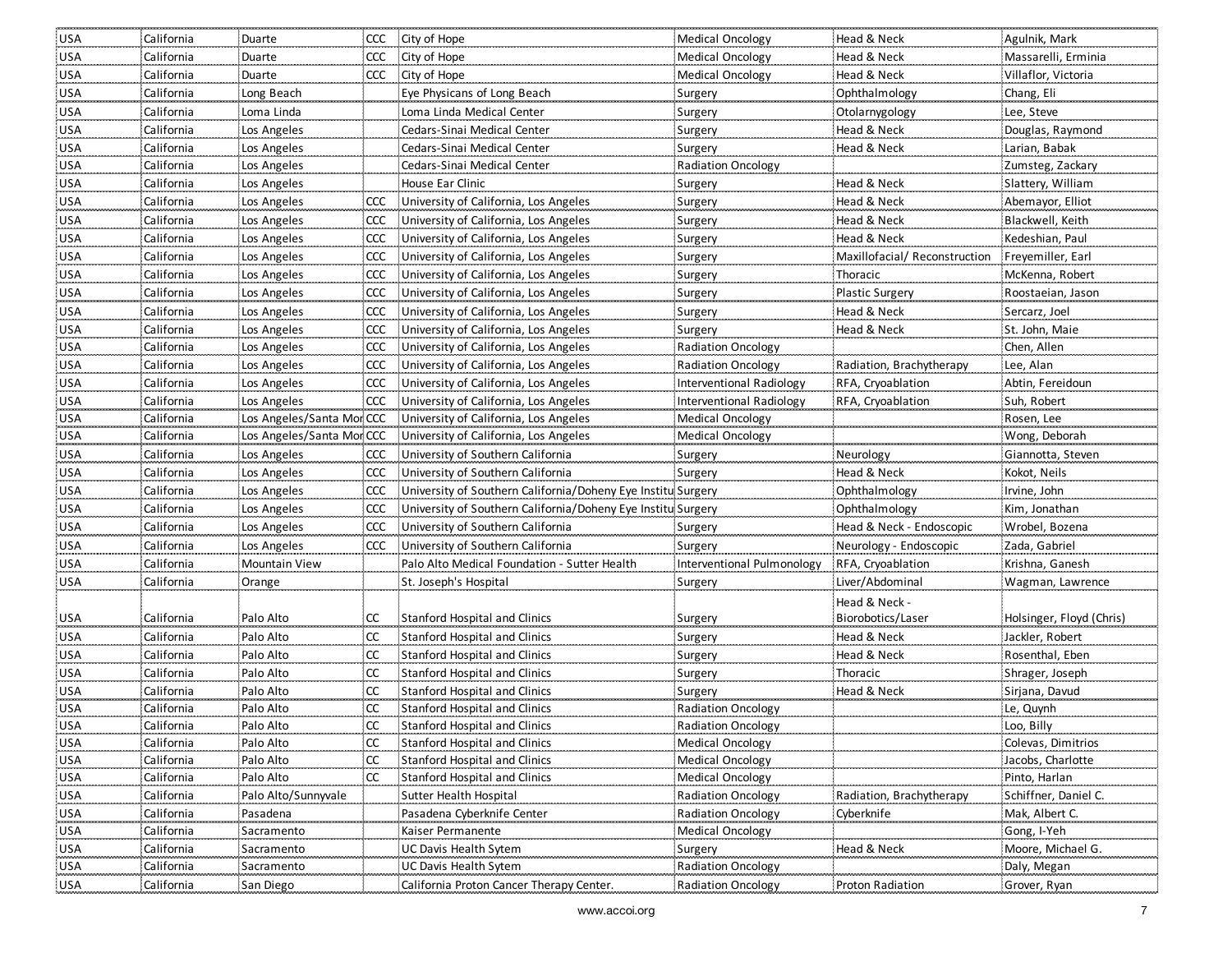| USA | California | Duarte | CCC | City of Hope | Medical Oncology | Head & Neck | Agulnik, Mark |
|---|---|---|---|---|---|---|---|
| USA | California | Duarte | CCC | City of Hope | Medical Oncology | Head & Neck | Massarelli, Erminia |
| USA | California | Duarte | CCC | City of Hope | Medical Oncology | Head & Neck | Villaflor, Victoria |
| USA | California | Long Beach | | Eye Physicans of Long Beach | Surgery | Ophthalmology | Chang, Eli |
| USA | California | Loma Linda | | Loma Linda Medical Center | Surgery | Otolarnygology | Lee, Steve |
| USA | California | Los Angeles | | Cedars-Sinai Medical Center | Surgery | Head & Neck | Douglas, Raymond |
| USA | California | Los Angeles | | Cedars-Sinai Medical Center | Surgery | Head & Neck | Larian, Babak |
| USA | California | Los Angeles | | Cedars-Sinai Medical Center | Radiation Oncology | | Zumsteg, Zackary |
| USA | California | Los Angeles | | House Ear Clinic | Surgery | Head & Neck | Slattery, William |
| USA | California | Los Angeles | CCC | University of California, Los Angeles | Surgery | Head & Neck | Abemayor, Elliot |
| USA | California | Los Angeles | CCC | University of California, Los Angeles | Surgery | Head & Neck | Blackwell, Keith |
| USA | California | Los Angeles | CCC | University of California, Los Angeles | Surgery | Head & Neck | Kedeshian, Paul |
| USA | California | Los Angeles | CCC | University of California, Los Angeles | Surgery | Maxillofacial/ Reconstruction | Freyemiller, Earl |
| USA | California | Los Angeles | CCC | University of California, Los Angeles | Surgery | Thoracic | McKenna, Robert |
| USA | California | Los Angeles | CCC | University of California, Los Angeles | Surgery | Plastic Surgery | Roostaeian, Jason |
| USA | California | Los Angeles | CCC | University of California, Los Angeles | Surgery | Head & Neck | Sercarz, Joel |
| USA | California | Los Angeles | CCC | University of California, Los Angeles | Surgery | Head & Neck | St. John, Maie |
| USA | California | Los Angeles | CCC | University of California, Los Angeles | Radiation Oncology | | Chen, Allen |
| USA | California | Los Angeles | CCC | University of California, Los Angeles | Radiation Oncology | Radiation, Brachytherapy | Lee, Alan |
| USA | California | Los Angeles | CCC | University of California, Los Angeles | Interventional Radiology | RFA, Cryoablation | Abtin, Fereidoun |
| USA | California | Los Angeles | CCC | University of California, Los Angeles | Interventional Radiology | RFA, Cryoablation | Suh, Robert |
| USA | California | Los Angeles/Santa Mor | CCC | University of California, Los Angeles | Medical Oncology | | Rosen, Lee |
| USA | California | Los Angeles/Santa Mor | CCC | University of California, Los Angeles | Medical Oncology | | Wong, Deborah |
| USA | California | Los Angeles | CCC | University of Southern California | Surgery | Neurology | Giannotta, Steven |
| USA | California | Los Angeles | CCC | University of Southern California | Surgery | Head & Neck | Kokot, Neils |
| USA | California | Los Angeles | CCC | University of Southern California/Doheny Eye Institu | Surgery | Ophthalmology | Irvine, John |
| USA | California | Los Angeles | CCC | University of Southern California/Doheny Eye Institu | Surgery | Ophthalmology | Kim, Jonathan |
| USA | California | Los Angeles | CCC | University of Southern California | Surgery | Head & Neck - Endoscopic | Wrobel, Bozena |
| USA | California | Los Angeles | CCC | University of Southern California | Surgery | Neurology - Endoscopic | Zada, Gabriel |
| USA | California | Mountain View | | Palo Alto Medical Foundation - Sutter Health | Interventional Pulmonology | RFA, Cryoablation | Krishna, Ganesh |
| USA | California | Orange | | St. Joseph's Hospital | Surgery | Liver/Abdominal | Wagman, Lawrence |
| USA | California | Palo Alto | CC | Stanford Hospital and Clinics | Surgery | Head & Neck - Biorobotics/Laser | Holsinger, Floyd (Chris) |
| USA | California | Palo Alto | CC | Stanford Hospital and Clinics | Surgery | Head & Neck | Jackler, Robert |
| USA | California | Palo Alto | CC | Stanford Hospital and Clinics | Surgery | Head & Neck | Rosenthal, Eben |
| USA | California | Palo Alto | CC | Stanford Hospital and Clinics | Surgery | Thoracic | Shrager, Joseph |
| USA | California | Palo Alto | CC | Stanford Hospital and Clinics | Surgery | Head & Neck | Sirjana, Davud |
| USA | California | Palo Alto | CC | Stanford Hospital and Clinics | Radiation Oncology | | Le, Quynh |
| USA | California | Palo Alto | CC | Stanford Hospital and Clinics | Radiation Oncology | | Loo, Billy |
| USA | California | Palo Alto | CC | Stanford Hospital and Clinics | Medical Oncology | | Colevas, Dimitrios |
| USA | California | Palo Alto | CC | Stanford Hospital and Clinics | Medical Oncology | | Jacobs, Charlotte |
| USA | California | Palo Alto | CC | Stanford Hospital and Clinics | Medical Oncology | | Pinto, Harlan |
| USA | California | Palo Alto/Sunnyvale | | Sutter Health Hospital | Radiation Oncology | Radiation, Brachytherapy | Schiffner, Daniel C. |
| USA | California | Pasadena | | Pasadena Cyberknife Center | Radiation Oncology | Cyberknife | Mak, Albert C. |
| USA | California | Sacramento | | Kaiser Permanente | Medical Oncology | | Gong, I-Yeh |
| USA | California | Sacramento | | UC Davis Health Sytem | Surgery | Head & Neck | Moore, Michael G. |
| USA | California | Sacramento | | UC Davis Health Sytem | Radiation Oncology | | Daly, Megan |
| USA | California | San Diego | | California Proton Cancer Therapy Center. | Radiation Oncology | Proton Radiation | Grover, Ryan |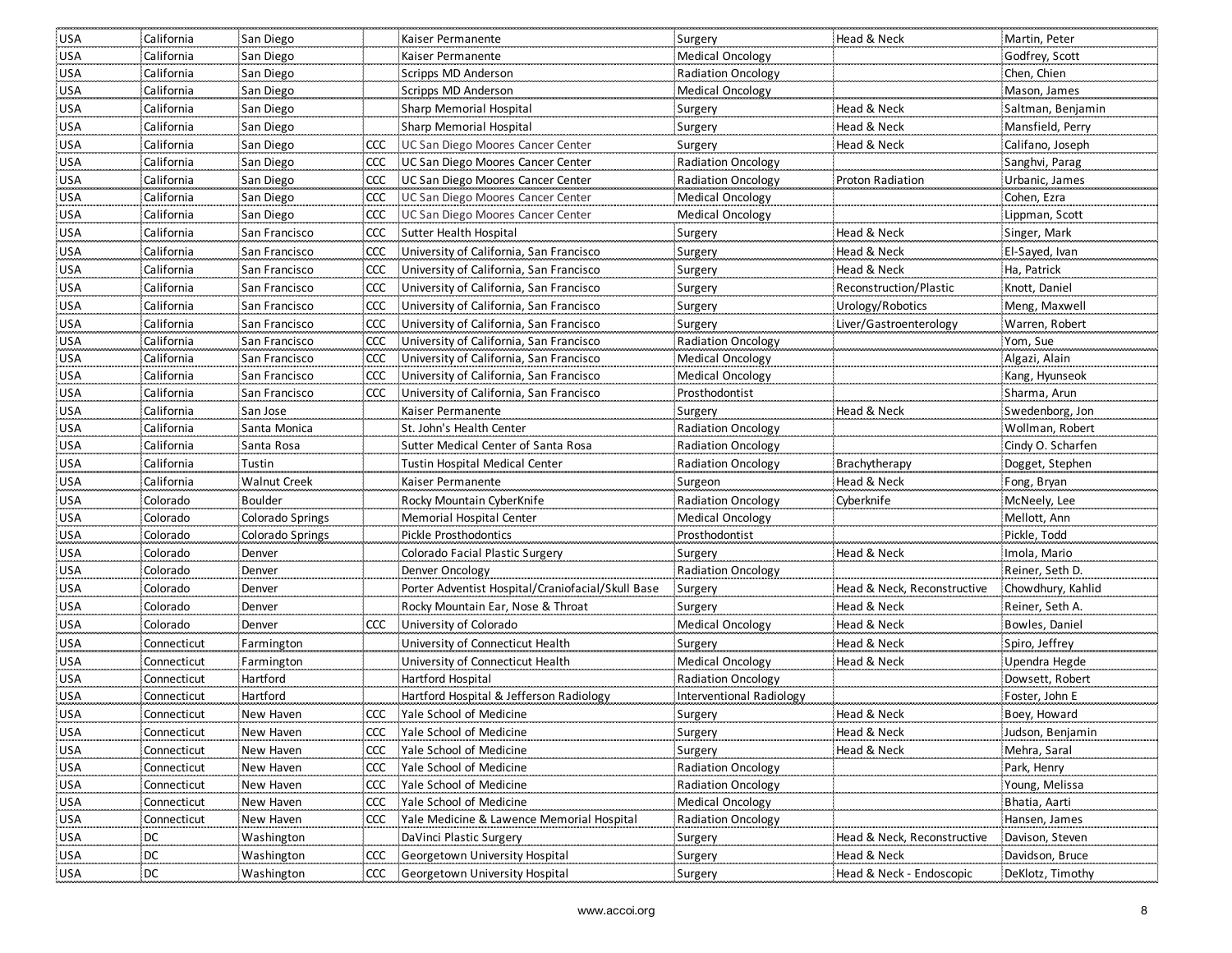| | | | | | | | |
|---|---|---|---|---|---|---|---|
| USA | California | San Diego | | Kaiser Permanente | Surgery | Head & Neck | Martin, Peter |
| USA | California | San Diego | | Kaiser Permanente | Medical Oncology | | Godfrey, Scott |
| USA | California | San Diego | | Scripps MD Anderson | Radiation Oncology | | Chen, Chien |
| USA | California | San Diego | | Scripps MD Anderson | Medical Oncology | | Mason, James |
| USA | California | San Diego | | Sharp Memorial Hospital | Surgery | Head & Neck | Saltman, Benjamin |
| USA | California | San Diego | | Sharp Memorial Hospital | Surgery | Head & Neck | Mansfield, Perry |
| USA | California | San Diego | CCC | UC San Diego Moores Cancer Center | Surgery | Head & Neck | Califano, Joseph |
| USA | California | San Diego | CCC | UC San Diego Moores Cancer Center | Radiation Oncology | | Sanghvi, Parag |
| USA | California | San Diego | CCC | UC San Diego Moores Cancer Center | Radiation Oncology | Proton Radiation | Urbanic, James |
| USA | California | San Diego | CCC | UC San Diego Moores Cancer Center | Medical Oncology | | Cohen, Ezra |
| USA | California | San Diego | CCC | UC San Diego Moores Cancer Center | Medical Oncology | | Lippman, Scott |
| USA | California | San Francisco | CCC | Sutter Health Hospital | Surgery | Head & Neck | Singer, Mark |
| USA | California | San Francisco | CCC | University of California, San Francisco | Surgery | Head & Neck | El-Sayed, Ivan |
| USA | California | San Francisco | CCC | University of California, San Francisco | Surgery | Head & Neck | Ha, Patrick |
| USA | California | San Francisco | CCC | University of California, San Francisco | Surgery | Reconstruction/Plastic | Knott, Daniel |
| USA | California | San Francisco | CCC | University of California, San Francisco | Surgery | Urology/Robotics | Meng, Maxwell |
| USA | California | San Francisco | CCC | University of California, San Francisco | Surgery | Liver/Gastroenterology | Warren, Robert |
| USA | California | San Francisco | CCC | University of California, San Francisco | Radiation Oncology | | Yom, Sue |
| USA | California | San Francisco | CCC | University of California, San Francisco | Medical Oncology | | Algazi, Alain |
| USA | California | San Francisco | CCC | University of California, San Francisco | Medical Oncology | | Kang, Hyunseok |
| USA | California | San Francisco | CCC | University of California, San Francisco | Prosthodontist | | Sharma, Arun |
| USA | California | San Jose | | Kaiser Permanente | Surgery | Head & Neck | Swedenborg, Jon |
| USA | California | Santa Monica | | St. John's Health Center | Radiation Oncology | | Wollman, Robert |
| USA | California | Santa Rosa | | Sutter Medical Center of Santa Rosa | Radiation Oncology | | Cindy O. Scharfen |
| USA | California | Tustin | | Tustin Hospital Medical Center | Radiation Oncology | Brachytherapy | Dogget, Stephen |
| USA | California | Walnut Creek | | Kaiser Permanente | Surgeon | Head & Neck | Fong, Bryan |
| USA | Colorado | Boulder | | Rocky Mountain CyberKnife | Radiation Oncology | Cyberknife | McNeely, Lee |
| USA | Colorado | Colorado Springs | | Memorial Hospital Center | Medical Oncology | | Mellott, Ann |
| USA | Colorado | Colorado Springs | | Pickle Prosthodontics | Prosthodontist | | Pickle, Todd |
| USA | Colorado | Denver | | Colorado Facial Plastic Surgery | Surgery | Head & Neck | Imola, Mario |
| USA | Colorado | Denver | | Denver Oncology | Radiation Oncology | | Reiner, Seth D. |
| USA | Colorado | Denver | | Porter Adventist Hospital/Craniofacial/Skull Base | Surgery | Head & Neck, Reconstructive | Chowdhury, Kahlid |
| USA | Colorado | Denver | | Rocky Mountain Ear, Nose & Throat | Surgery | Head & Neck | Reiner, Seth A. |
| USA | Colorado | Denver | CCC | University of Colorado | Medical Oncology | Head & Neck | Bowles, Daniel |
| USA | Connecticut | Farmington | | University of Connecticut Health | Surgery | Head & Neck | Spiro, Jeffrey |
| USA | Connecticut | Farmington | | University of Connecticut Health | Medical Oncology | Head & Neck | Upendra Hegde |
| USA | Connecticut | Hartford | | Hartford Hospital | Radiation Oncology | | Dowsett, Robert |
| USA | Connecticut | Hartford | | Hartford Hospital & Jefferson Radiology | Interventional Radiology | | Foster, John E |
| USA | Connecticut | New Haven | CCC | Yale School of Medicine | Surgery | Head & Neck | Boey, Howard |
| USA | Connecticut | New Haven | CCC | Yale School of Medicine | Surgery | Head & Neck | Judson, Benjamin |
| USA | Connecticut | New Haven | CCC | Yale School of Medicine | Surgery | Head & Neck | Mehra, Saral |
| USA | Connecticut | New Haven | CCC | Yale School of Medicine | Radiation Oncology | | Park, Henry |
| USA | Connecticut | New Haven | CCC | Yale School of Medicine | Radiation Oncology | | Young, Melissa |
| USA | Connecticut | New Haven | CCC | Yale School of Medicine | Medical Oncology | | Bhatia, Aarti |
| USA | Connecticut | New Haven | CCC | Yale Medicine & Lawence Memorial Hospital | Radiation Oncology | | Hansen, James |
| USA | DC | Washington | | DaVinci Plastic Surgery | Surgery | Head & Neck, Reconstructive | Davison, Steven |
| USA | DC | Washington | CCC | Georgetown University Hospital | Surgery | Head & Neck | Davidson, Bruce |
| USA | DC | Washington | CCC | Georgetown University Hospital | Surgery | Head & Neck - Endoscopic | DeKlotz, Timothy |

www.accoi.org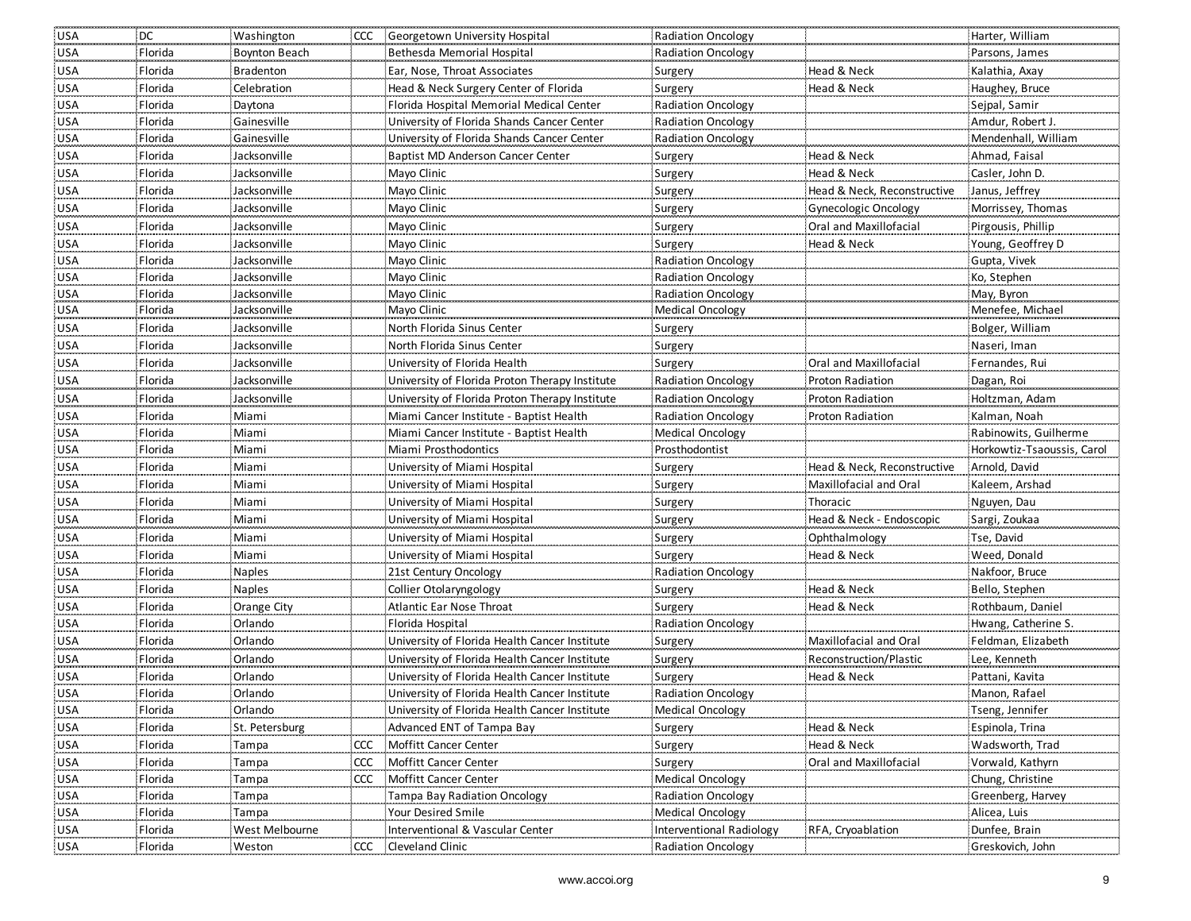| USA | DC | Washington | CCC | Georgetown University Hospital | Radiation Oncology | | Harter, William |
|---|---|---|---|---|---|---|---|
| USA | Florida | Boynton Beach | | Bethesda Memorial Hospital | Radiation Oncology | | Parsons, James |
| USA | Florida | Bradenton | | Ear, Nose, Throat Associates | Surgery | Head & Neck | Kalathia, Axay |
| USA | Florida | Celebration | | Head & Neck Surgery Center of Florida | Surgery | Head & Neck | Haughey, Bruce |
| USA | Florida | Daytona | | Florida Hospital Memorial Medical Center | Radiation Oncology | | Sejpal, Samir |
| USA | Florida | Gainesville | | University of Florida Shands Cancer Center | Radiation Oncology | | Amdur, Robert J. |
| USA | Florida | Gainesville | | University of Florida Shands Cancer Center | Radiation Oncology | | Mendenhall, William |
| USA | Florida | Jacksonville | | Baptist MD Anderson Cancer Center | Surgery | Head & Neck | Ahmad, Faisal |
| USA | Florida | Jacksonville | | Mayo Clinic | Surgery | Head & Neck | Casler, John D. |
| USA | Florida | Jacksonville | | Mayo Clinic | Surgery | Head & Neck, Reconstructive | Janus, Jeffrey |
| USA | Florida | Jacksonville | | Mayo Clinic | Surgery | Gynecologic Oncology | Morrissey, Thomas |
| USA | Florida | Jacksonville | | Mayo Clinic | Surgery | Oral and Maxillofacial | Pirgousis, Phillip |
| USA | Florida | Jacksonville | | Mayo Clinic | Surgery | Head & Neck | Young, Geoffrey D |
| USA | Florida | Jacksonville | | Mayo Clinic | Radiation Oncology | | Gupta, Vivek |
| USA | Florida | Jacksonville | | Mayo Clinic | Radiation Oncology | | Ko, Stephen |
| USA | Florida | Jacksonville | | Mayo Clinic | Radiation Oncology | | May, Byron |
| USA | Florida | Jacksonville | | Mayo Clinic | Medical Oncology | | Menefee, Michael |
| USA | Florida | Jacksonville | | North Florida Sinus Center | Surgery | | Bolger, William |
| USA | Florida | Jacksonville | | North Florida Sinus Center | Surgery | | Naseri, Iman |
| USA | Florida | Jacksonville | | University of Florida Health | Surgery | Oral and Maxillofacial | Fernandes, Rui |
| USA | Florida | Jacksonville | | University of Florida Proton Therapy Institute | Radiation Oncology | Proton Radiation | Dagan, Roi |
| USA | Florida | Jacksonville | | University of Florida Proton Therapy Institute | Radiation Oncology | Proton Radiation | Holtzman, Adam |
| USA | Florida | Miami | | Miami Cancer Institute - Baptist Health | Radiation Oncology | Proton Radiation | Kalman, Noah |
| USA | Florida | Miami | | Miami Cancer Institute - Baptist Health | Medical Oncology | | Rabinowits, Guilherme |
| USA | Florida | Miami | | Miami Prosthodontics | Prosthodontist | | Horkowtiz-Tsaoussis, Carol |
| USA | Florida | Miami | | University of Miami Hospital | Surgery | Head & Neck, Reconstructive | Arnold, David |
| USA | Florida | Miami | | University of Miami Hospital | Surgery | Maxillofacial and Oral | Kaleem, Arshad |
| USA | Florida | Miami | | University of Miami Hospital | Surgery | Thoracic | Nguyen, Dau |
| USA | Florida | Miami | | University of Miami Hospital | Surgery | Head & Neck - Endoscopic | Sargi, Zoukaa |
| USA | Florida | Miami | | University of Miami Hospital | Surgery | Ophthalmology | Tse, David |
| USA | Florida | Miami | | University of Miami Hospital | Surgery | Head & Neck | Weed, Donald |
| USA | Florida | Naples | | 21st Century Oncology | Radiation Oncology | | Nakfoor, Bruce |
| USA | Florida | Naples | | Collier Otolaryngology | Surgery | Head & Neck | Bello, Stephen |
| USA | Florida | Orange City | | Atlantic Ear Nose Throat | Surgery | Head & Neck | Rothbaum, Daniel |
| USA | Florida | Orlando | | Florida Hospital | Radiation Oncology | | Hwang, Catherine S. |
| USA | Florida | Orlando | | University of Florida Health Cancer Institute | Surgery | Maxillofacial and Oral | Feldman, Elizabeth |
| USA | Florida | Orlando | | University of Florida Health Cancer Institute | Surgery | Reconstruction/Plastic | Lee, Kenneth |
| USA | Florida | Orlando | | University of Florida Health Cancer Institute | Surgery | Head & Neck | Pattani, Kavita |
| USA | Florida | Orlando | | University of Florida Health Cancer Institute | Radiation Oncology | | Manon, Rafael |
| USA | Florida | Orlando | | University of Florida Health Cancer Institute | Medical Oncology | | Tseng, Jennifer |
| USA | Florida | St. Petersburg | | Advanced ENT of Tampa Bay | Surgery | Head & Neck | Espinola, Trina |
| USA | Florida | Tampa | CCC | Moffitt Cancer Center | Surgery | Head & Neck | Wadsworth, Trad |
| USA | Florida | Tampa | CCC | Moffitt Cancer Center | Surgery | Oral and Maxillofacial | Vorwald, Kathyrn |
| USA | Florida | Tampa | CCC | Moffitt Cancer Center | Medical Oncology | | Chung, Christine |
| USA | Florida | Tampa | | Tampa Bay Radiation Oncology | Radiation Oncology | | Greenberg, Harvey |
| USA | Florida | Tampa | | Your Desired Smile | Medical Oncology | | Alicea, Luis |
| USA | Florida | West Melbourne | | Interventional & Vascular Center | Interventional Radiology | RFA, Cryoablation | Dunfee, Brain |
| USA | Florida | Weston | CCC | Cleveland Clinic | Radiation Oncology | | Greskovich, John |

www.accoi.org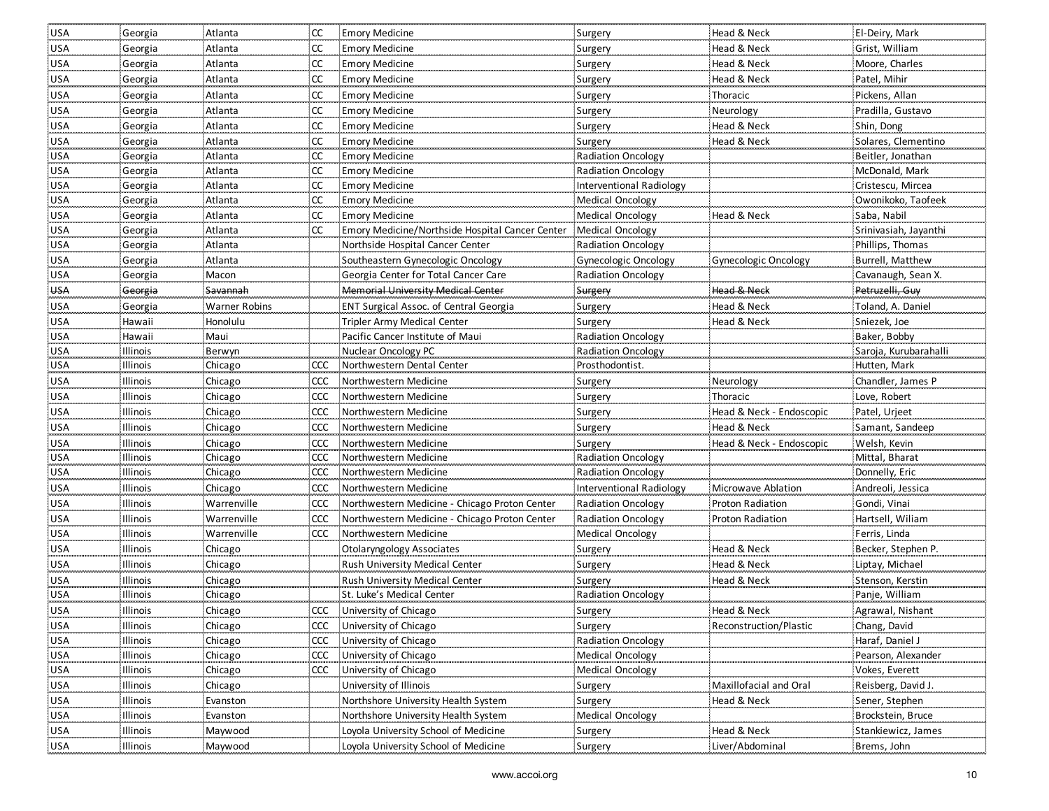| | | | | | | | |
|---|---|---|---|---|---|---|---|
| USA | Georgia | Atlanta | CC | Emory Medicine | Surgery | Head & Neck | El-Deiry, Mark |
| USA | Georgia | Atlanta | CC | Emory Medicine | Surgery | Head & Neck | Grist, William |
| USA | Georgia | Atlanta | CC | Emory Medicine | Surgery | Head & Neck | Moore, Charles |
| USA | Georgia | Atlanta | CC | Emory Medicine | Surgery | Head & Neck | Patel, Mihir |
| USA | Georgia | Atlanta | CC | Emory Medicine | Surgery | Thoracic | Pickens, Allan |
| USA | Georgia | Atlanta | CC | Emory Medicine | Surgery | Neurology | Pradilla, Gustavo |
| USA | Georgia | Atlanta | CC | Emory Medicine | Surgery | Head & Neck | Shin, Dong |
| USA | Georgia | Atlanta | CC | Emory Medicine | Surgery | Head & Neck | Solares, Clementino |
| USA | Georgia | Atlanta | CC | Emory Medicine | Radiation Oncology | | Beitler, Jonathan |
| USA | Georgia | Atlanta | CC | Emory Medicine | Radiation Oncology | | McDonald, Mark |
| USA | Georgia | Atlanta | CC | Emory Medicine | Interventional Radiology | | Cristescu, Mircea |
| USA | Georgia | Atlanta | CC | Emory Medicine | Medical Oncology | | Owonikoko, Taofeek |
| USA | Georgia | Atlanta | CC | Emory Medicine | Medical Oncology | Head & Neck | Saba, Nabil |
| USA | Georgia | Atlanta | CC | Emory Medicine/Northside Hospital Cancer Center | Medical Oncology | | Srinivasiah, Jayanthi |
| USA | Georgia | Atlanta | | Northside Hospital Cancer Center | Radiation Oncology | | Phillips, Thomas |
| USA | Georgia | Atlanta | | Southeastern Gynecologic Oncology | Gynecologic Oncology | Gynecologic Oncology | Burrell, Matthew |
| USA | Georgia | Macon | | Georgia Center for Total Cancer Care | Radiation Oncology | | Cavanaugh, Sean X. |
| ~~USA~~ | ~~Georgia~~ | ~~Savannah~~ | | ~~Memorial University Medical Center~~ | ~~Surgery~~ | ~~Head & Neck~~ | ~~Petruzelli, Guy~~ |
| USA | Georgia | Warner Robins | | ENT Surgical Assoc. of Central Georgia | Surgery | Head & Neck | Toland, A. Daniel |
| USA | Hawaii | Honolulu | | Tripler Army Medical Center | Surgery | Head & Neck | Sniezek, Joe |
| USA | Hawaii | Maui | | Pacific Cancer Institute of Maui | Radiation Oncology | | Baker, Bobby |
| USA | Illinois | Berwyn | | Nuclear Oncology PC | Radiation Oncology | | Saroja, Kurubarahalli |
| USA | Illinois | Chicago | CCC | Northwestern Dental Center | Prosthodontist. | | Hutten, Mark |
| USA | Illinois | Chicago | CCC | Northwestern Medicine | Surgery | Neurology | Chandler, James P |
| USA | Illinois | Chicago | CCC | Northwestern Medicine | Surgery | Thoracic | Love, Robert |
| USA | Illinois | Chicago | CCC | Northwestern Medicine | Surgery | Head & Neck - Endoscopic | Patel, Urjeet |
| USA | Illinois | Chicago | CCC | Northwestern Medicine | Surgery | Head & Neck | Samant, Sandeep |
| USA | Illinois | Chicago | CCC | Northwestern Medicine | Surgery | Head & Neck - Endoscopic | Welsh, Kevin |
| USA | Illinois | Chicago | CCC | Northwestern Medicine | Radiation Oncology | | Mittal, Bharat |
| USA | Illinois | Chicago | CCC | Northwestern Medicine | Radiation Oncology | | Donnelly, Eric |
| USA | Illinois | Chicago | CCC | Northwestern Medicine | Interventional Radiology | Microwave Ablation | Andreoli, Jessica |
| USA | Illinois | Warrenville | CCC | Northwestern Medicine - Chicago Proton Center | Radiation Oncology | Proton Radiation | Gondi, Vinai |
| USA | Illinois | Warrenville | CCC | Northwestern Medicine - Chicago Proton Center | Radiation Oncology | Proton Radiation | Hartsell, Wiliam |
| USA | Illinois | Warrenville | CCC | Northwestern Medicine | Medical Oncology | | Ferris, Linda |
| USA | Illinois | Chicago | | Otolaryngology Associates | Surgery | Head & Neck | Becker, Stephen P. |
| USA | Illinois | Chicago | | Rush University Medical Center | Surgery | Head & Neck | Liptay, Michael |
| USA | Illinois | Chicago | | Rush University Medical Center | Surgery | Head & Neck | Stenson, Kerstin |
| USA | Illinois | Chicago | | St. Luke's Medical Center | Radiation Oncology | | Panje, William |
| USA | Illinois | Chicago | CCC | University of Chicago | Surgery | Head & Neck | Agrawal, Nishant |
| USA | Illinois | Chicago | CCC | University of Chicago | Surgery | Reconstruction/Plastic | Chang, David |
| USA | Illinois | Chicago | CCC | University of Chicago | Radiation Oncology | | Haraf, Daniel J |
| USA | Illinois | Chicago | CCC | University of Chicago | Medical Oncology | | Pearson, Alexander |
| USA | Illinois | Chicago | CCC | University of Chicago | Medical Oncology | | Vokes, Everett |
| USA | Illinois | Chicago | | University of Illinois | Surgery | Maxillofacial and Oral | Reisberg, David J. |
| USA | Illinois | Evanston | | Northshore University Health System | Surgery | Head & Neck | Sener, Stephen |
| USA | Illinois | Evanston | | Northshore University Health System | Medical Oncology | | Brockstein, Bruce |
| USA | Illinois | Maywood | | Loyola University School of Medicine | Surgery | Head & Neck | Stankiewicz, James |
| USA | Illinois | Maywood | | Loyola University School of Medicine | Surgery | Liver/Abdominal | Brems, John |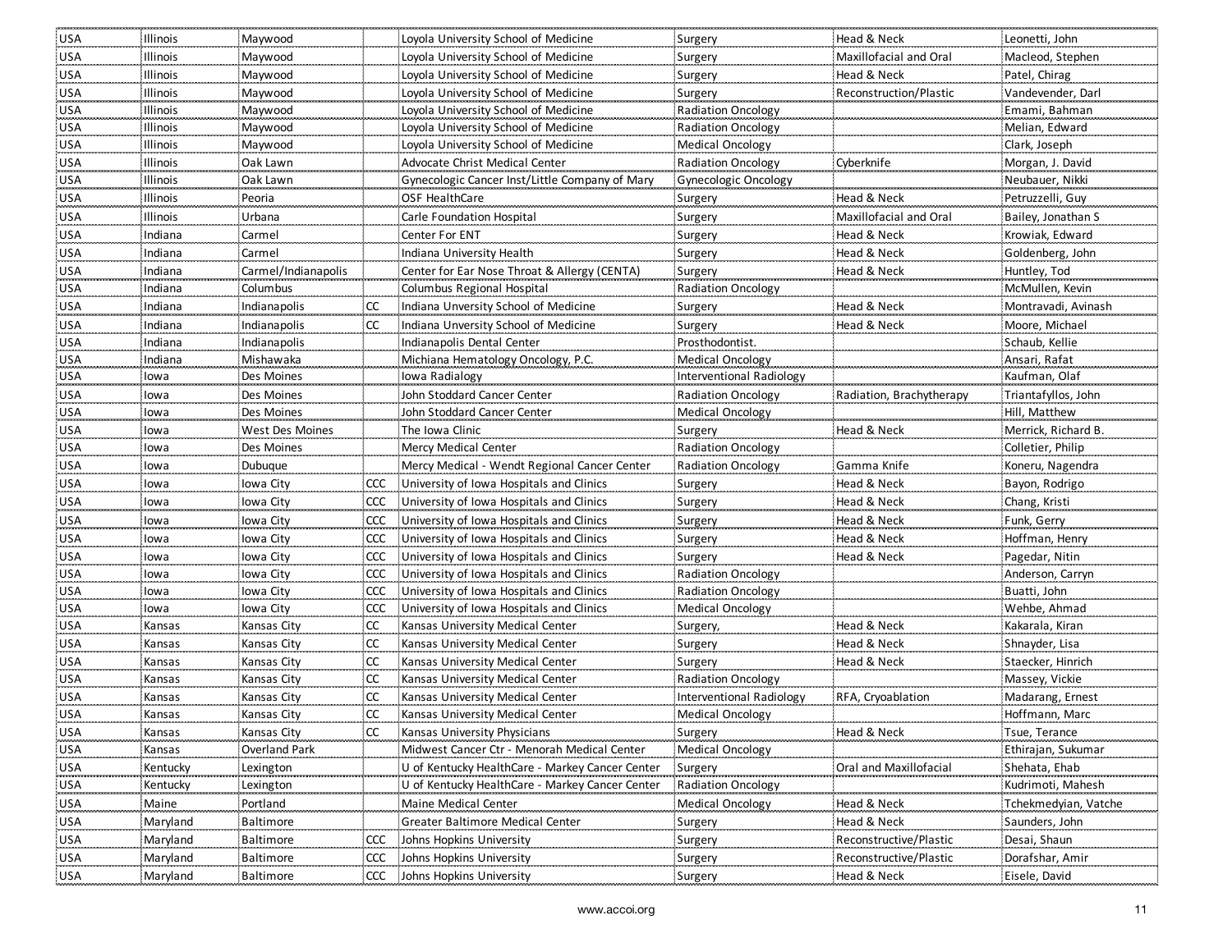| | | | | | | | |
|---|---|---|---|---|---|---|---|
| USA | Illinois | Maywood | | Loyola University School of Medicine | Surgery | Head & Neck | Leonetti, John |
| USA | Illinois | Maywood | | Loyola University School of Medicine | Surgery | Maxillofacial and Oral | Macleod, Stephen |
| USA | Illinois | Maywood | | Loyola University School of Medicine | Surgery | Head & Neck | Patel, Chirag |
| USA | Illinois | Maywood | | Loyola University School of Medicine | Surgery | Reconstruction/Plastic | Vandevender, Darl |
| USA | Illinois | Maywood | | Loyola University School of Medicine | Radiation Oncology | | Emami, Bahman |
| USA | Illinois | Maywood | | Loyola University School of Medicine | Radiation Oncology | | Melian, Edward |
| USA | Illinois | Maywood | | Loyola University School of Medicine | Medical Oncology | | Clark, Joseph |
| USA | Illinois | Oak Lawn | | Advocate Christ Medical Center | Radiation Oncology | Cyberknife | Morgan, J. David |
| USA | Illinois | Oak Lawn | | Gynecologic Cancer Inst/Little Company of Mary | Gynecologic Oncology | | Neubauer, Nikki |
| USA | Illinois | Peoria | | OSF HealthCare | Surgery | Head & Neck | Petruzzelli, Guy |
| USA | Illinois | Urbana | | Carle Foundation Hospital | Surgery | Maxillofacial and Oral | Bailey, Jonathan S |
| USA | Indiana | Carmel | | Center For ENT | Surgery | Head & Neck | Krowiak, Edward |
| USA | Indiana | Carmel | | Indiana University Health | Surgery | Head & Neck | Goldenberg, John |
| USA | Indiana | Carmel/Indianapolis | | Center for Ear Nose Throat & Allergy (CENTA) | Surgery | Head & Neck | Huntley, Tod |
| USA | Indiana | Columbus | | Columbus Regional Hospital | Radiation Oncology | | McMullen, Kevin |
| USA | Indiana | Indianapolis | CC | Indiana Unversity School of Medicine | Surgery | Head & Neck | Montravadi, Avinash |
| USA | Indiana | Indianapolis | CC | Indiana Unversity School of Medicine | Surgery | Head & Neck | Moore, Michael |
| USA | Indiana | Indianapolis | | Indianapolis Dental Center | Prosthodontist. | | Schaub, Kellie |
| USA | Indiana | Mishawaka | | Michiana Hematology Oncology, P.C. | Medical Oncology | | Ansari, Rafat |
| USA | Iowa | Des Moines | | Iowa Radialogy | Interventional Radiology | | Kaufman, Olaf |
| USA | Iowa | Des Moines | | John Stoddard Cancer Center | Radiation Oncology | Radiation, Brachytherapy | Triantafyllos, John |
| USA | Iowa | Des Moines | | John Stoddard Cancer Center | Medical Oncology | | Hill, Matthew |
| USA | Iowa | West Des Moines | | The Iowa Clinic | Surgery | Head & Neck | Merrick, Richard B. |
| USA | Iowa | Des Moines | | Mercy Medical Center | Radiation Oncology | | Colletier, Philip |
| USA | Iowa | Dubuque | | Mercy Medical - Wendt Regional Cancer Center | Radiation Oncology | Gamma Knife | Koneru, Nagendra |
| USA | Iowa | Iowa City | CCC | University of Iowa Hospitals and Clinics | Surgery | Head & Neck | Bayon, Rodrigo |
| USA | Iowa | Iowa City | CCC | University of Iowa Hospitals and Clinics | Surgery | Head & Neck | Chang, Kristi |
| USA | Iowa | Iowa City | CCC | University of Iowa Hospitals and Clinics | Surgery | Head & Neck | Funk, Gerry |
| USA | Iowa | Iowa City | CCC | University of Iowa Hospitals and Clinics | Surgery | Head & Neck | Hoffman, Henry |
| USA | Iowa | Iowa City | CCC | University of Iowa Hospitals and Clinics | Surgery | Head & Neck | Pagedar, Nitin |
| USA | Iowa | Iowa City | CCC | University of Iowa Hospitals and Clinics | Radiation Oncology | | Anderson, Carryn |
| USA | Iowa | Iowa City | CCC | University of Iowa Hospitals and Clinics | Radiation Oncology | | Buatti, John |
| USA | Iowa | Iowa City | CCC | University of Iowa Hospitals and Clinics | Medical Oncology | | Wehbe, Ahmad |
| USA | Kansas | Kansas City | CC | Kansas University Medical Center | Surgery, | Head & Neck | Kakarala, Kiran |
| USA | Kansas | Kansas City | CC | Kansas University Medical Center | Surgery | Head & Neck | Shnayder, Lisa |
| USA | Kansas | Kansas City | CC | Kansas University Medical Center | Surgery | Head & Neck | Staecker, Hinrich |
| USA | Kansas | Kansas City | CC | Kansas University Medical Center | Radiation Oncology | | Massey, Vickie |
| USA | Kansas | Kansas City | CC | Kansas University Medical Center | Interventional Radiology | RFA, Cryoablation | Madarang, Ernest |
| USA | Kansas | Kansas City | CC | Kansas University Medical Center | Medical Oncology | | Hoffmann, Marc |
| USA | Kansas | Kansas City | CC | Kansas University Physicians | Surgery | Head & Neck | Tsue, Terance |
| USA | Kansas | Overland Park | | Midwest Cancer Ctr - Menorah Medical Center | Medical Oncology | | Ethirajan, Sukumar |
| USA | Kentucky | Lexington | | U of Kentucky HealthCare - Markey Cancer Center | Surgery | Oral and Maxillofacial | Shehata, Ehab |
| USA | Kentucky | Lexington | | U of Kentucky HealthCare - Markey Cancer Center | Radiation Oncology | | Kudrimoti, Mahesh |
| USA | Maine | Portland | | Maine Medical Center | Medical Oncology | Head & Neck | Tchekmedyian, Vatche |
| USA | Maryland | Baltimore | | Greater Baltimore Medical Center | Surgery | Head & Neck | Saunders, John |
| USA | Maryland | Baltimore | CCC | Johns Hopkins University | Surgery | Reconstructive/Plastic | Desai, Shaun |
| USA | Maryland | Baltimore | CCC | Johns Hopkins University | Surgery | Reconstructive/Plastic | Dorafshar, Amir |
| USA | Maryland | Baltimore | CCC | Johns Hopkins University | Surgery | Head & Neck | Eisele, David |

www.accoi.org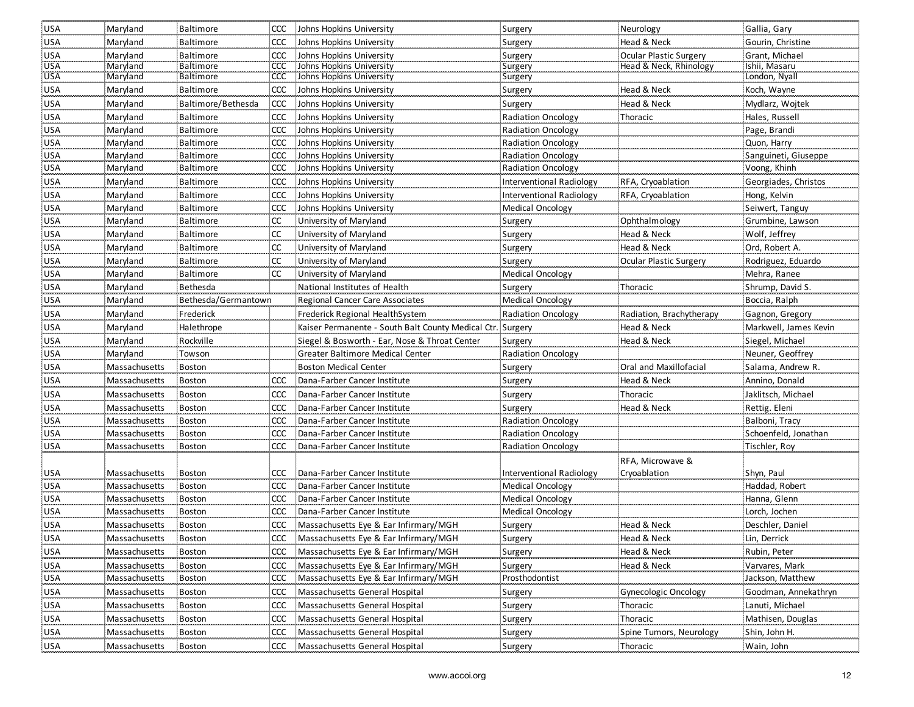| | | | | | | | |
|---|---|---|---|---|---|---|---|
| USA | Maryland | Baltimore | CCC | Johns Hopkins University | Surgery | Neurology | Gallia, Gary |
| USA | Maryland | Baltimore | CCC | Johns Hopkins University | Surgery | Head & Neck | Gourin, Christine |
| USA | Maryland | Baltimore | CCC | Johns Hopkins University | Surgery | Ocular Plastic Surgery | Grant, Michael |
| USA | Maryland | Baltimore | CCC | Johns Hopkins University | Surgery | Head & Neck, Rhinology | Ishii, Masaru |
| USA | Maryland | Baltimore | CCC | Johns Hopkins University | Surgery | | London, Nyall |
| USA | Maryland | Baltimore | CCC | Johns Hopkins University | Surgery | Head & Neck | Koch, Wayne |
| USA | Maryland | Baltimore/Bethesda | CCC | Johns Hopkins University | Surgery | Head & Neck | Mydlarz, Wojtek |
| USA | Maryland | Baltimore | CCC | Johns Hopkins University | Radiation Oncology | Thoracic | Hales, Russell |
| USA | Maryland | Baltimore | CCC | Johns Hopkins University | Radiation Oncology | | Page, Brandi |
| USA | Maryland | Baltimore | CCC | Johns Hopkins University | Radiation Oncology | | Quon, Harry |
| USA | Maryland | Baltimore | CCC | Johns Hopkins University | Radiation Oncology | | Sanguineti, Giuseppe |
| USA | Maryland | Baltimore | CCC | Johns Hopkins University | Radiation Oncology | | Voong, Khinh |
| USA | Maryland | Baltimore | CCC | Johns Hopkins University | Interventional Radiology | RFA, Cryoablation | Georgiades, Christos |
| USA | Maryland | Baltimore | CCC | Johns Hopkins University | Interventional Radiology | RFA, Cryoablation | Hong, Kelvin |
| USA | Maryland | Baltimore | CCC | Johns Hopkins University | Medical Oncology | | Seiwert, Tanguy |
| USA | Maryland | Baltimore | CC | University of Maryland | Surgery | Ophthalmology | Grumbine, Lawson |
| USA | Maryland | Baltimore | CC | University of Maryland | Surgery | Head & Neck | Wolf, Jeffrey |
| USA | Maryland | Baltimore | CC | University of Maryland | Surgery | Head & Neck | Ord, Robert A. |
| USA | Maryland | Baltimore | CC | University of Maryland | Surgery | Ocular Plastic Surgery | Rodriguez, Eduardo |
| USA | Maryland | Baltimore | CC | University of Maryland | Medical Oncology | | Mehra, Ranee |
| USA | Maryland | Bethesda | | National Institutes of Health | Surgery | Thoracic | Shrump, David S. |
| USA | Maryland | Bethesda/Germantown | | Regional Cancer Care Associates | Medical Oncology | | Boccia, Ralph |
| USA | Maryland | Frederick | | Frederick Regional HealthSystem | Radiation Oncology | Radiation, Brachytherapy | Gagnon, Gregory |
| USA | Maryland | Halethrope | | Kaiser Permanente - South Balt County Medical Ctr. | Surgery | Head & Neck | Markwell, James Kevin |
| USA | Maryland | Rockville | | Siegel & Bosworth - Ear, Nose & Throat Center | Surgery | Head & Neck | Siegel, Michael |
| USA | Maryland | Towson | | Greater Baltimore Medical Center | Radiation Oncology | | Neuner, Geoffrey |
| USA | Massachusetts | Boston | | Boston Medical Center | Surgery | Oral and Maxillofacial | Salama, Andrew R. |
| USA | Massachusetts | Boston | CCC | Dana-Farber Cancer Institute | Surgery | Head & Neck | Annino, Donald |
| USA | Massachusetts | Boston | CCC | Dana-Farber Cancer Institute | Surgery | Thoracic | Jaklitsch, Michael |
| USA | Massachusetts | Boston | CCC | Dana-Farber Cancer Institute | Surgery | Head & Neck | Rettig. Eleni |
| USA | Massachusetts | Boston | CCC | Dana-Farber Cancer Institute | Radiation Oncology | | Balboni, Tracy |
| USA | Massachusetts | Boston | CCC | Dana-Farber Cancer Institute | Radiation Oncology | | Schoenfeld, Jonathan |
| USA | Massachusetts | Boston | CCC | Dana-Farber Cancer Institute | Radiation Oncology | | Tischler, Roy |
| USA | Massachusetts | Boston | CCC | Dana-Farber Cancer Institute | Interventional Radiology | RFA, Microwave & Cryoablation | Shyn, Paul |
| USA | Massachusetts | Boston | CCC | Dana-Farber Cancer Institute | Medical Oncology | | Haddad, Robert |
| USA | Massachusetts | Boston | CCC | Dana-Farber Cancer Institute | Medical Oncology | | Hanna, Glenn |
| USA | Massachusetts | Boston | CCC | Dana-Farber Cancer Institute | Medical Oncology | | Lorch, Jochen |
| USA | Massachusetts | Boston | CCC | Massachusetts Eye & Ear Infirmary/MGH | Surgery | Head & Neck | Deschler, Daniel |
| USA | Massachusetts | Boston | CCC | Massachusetts Eye & Ear Infirmary/MGH | Surgery | Head & Neck | Lin, Derrick |
| USA | Massachusetts | Boston | CCC | Massachusetts Eye & Ear Infirmary/MGH | Surgery | Head & Neck | Rubin, Peter |
| USA | Massachusetts | Boston | CCC | Massachusetts Eye & Ear Infirmary/MGH | Surgery | Head & Neck | Varvares, Mark |
| USA | Massachusetts | Boston | CCC | Massachusetts Eye & Ear Infirmary/MGH | Prosthodontist | | Jackson, Matthew |
| USA | Massachusetts | Boston | CCC | Massachusetts General Hospital | Surgery | Gynecologic Oncology | Goodman, Annekathryn |
| USA | Massachusetts | Boston | CCC | Massachusetts General Hospital | Surgery | Thoracic | Lanuti, Michael |
| USA | Massachusetts | Boston | CCC | Massachusetts General Hospital | Surgery | Thoracic | Mathisen, Douglas |
| USA | Massachusetts | Boston | CCC | Massachusetts General Hospital | Surgery | Spine Tumors, Neurology | Shin, John H. |
| USA | Massachusetts | Boston | CCC | Massachusetts General Hospital | Surgery | Thoracic | Wain, John |

www.accoi.org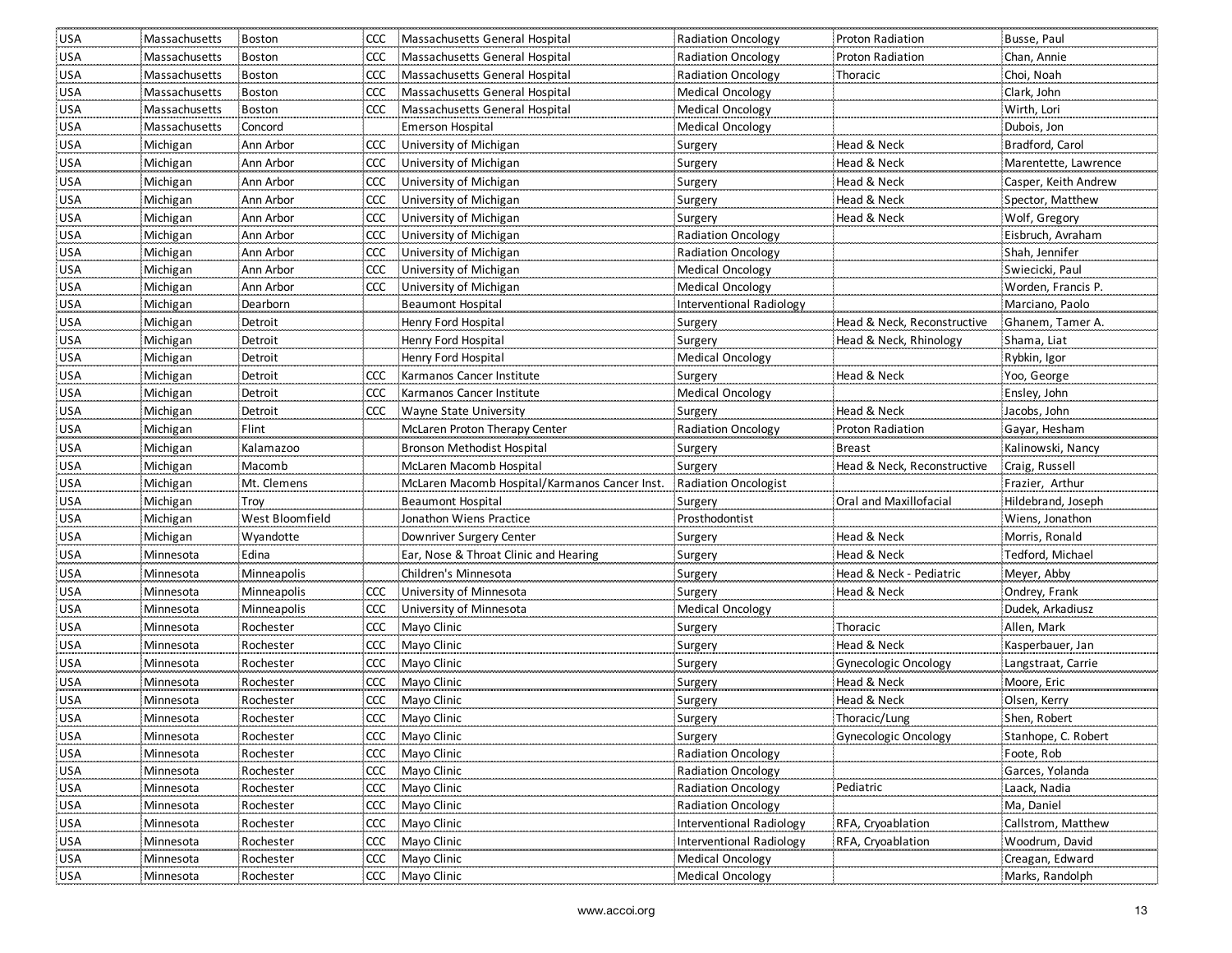| USA | Massachusetts | Boston | CCC | Massachusetts General Hospital | Radiation Oncology | Proton Radiation | Busse, Paul |
|---|---|---|---|---|---|---|---|
| USA | Massachusetts | Boston | CCC | Massachusetts General Hospital | Radiation Oncology | Proton Radiation | Chan, Annie |
| USA | Massachusetts | Boston | CCC | Massachusetts General Hospital | Radiation Oncology | Thoracic | Choi, Noah |
| USA | Massachusetts | Boston | CCC | Massachusetts General Hospital | Medical Oncology | | Clark, John |
| USA | Massachusetts | Boston | CCC | Massachusetts General Hospital | Medical Oncology | | Wirth, Lori |
| USA | Massachusetts | Concord | | Emerson Hospital | Medical Oncology | | Dubois, Jon |
| USA | Michigan | Ann Arbor | CCC | University of Michigan | Surgery | Head & Neck | Bradford, Carol |
| USA | Michigan | Ann Arbor | CCC | University of Michigan | Surgery | Head & Neck | Marentette, Lawrence |
| USA | Michigan | Ann Arbor | CCC | University of Michigan | Surgery | Head & Neck | Casper, Keith Andrew |
| USA | Michigan | Ann Arbor | CCC | University of Michigan | Surgery | Head & Neck | Spector, Matthew |
| USA | Michigan | Ann Arbor | CCC | University of Michigan | Surgery | Head & Neck | Wolf, Gregory |
| USA | Michigan | Ann Arbor | CCC | University of Michigan | Radiation Oncology | | Eisbruch, Avraham |
| USA | Michigan | Ann Arbor | CCC | University of Michigan | Radiation Oncology | | Shah, Jennifer |
| USA | Michigan | Ann Arbor | CCC | University of Michigan | Medical Oncology | | Swiecicki, Paul |
| USA | Michigan | Ann Arbor | CCC | University of Michigan | Medical Oncology | | Worden, Francis P. |
| USA | Michigan | Dearborn | | Beaumont Hospital | Interventional Radiology | | Marciano, Paolo |
| USA | Michigan | Detroit | | Henry Ford Hospital | Surgery | Head & Neck, Reconstructive | Ghanem, Tamer A. |
| USA | Michigan | Detroit | | Henry Ford Hospital | Surgery | Head & Neck, Rhinology | Shama, Liat |
| USA | Michigan | Detroit | | Henry Ford Hospital | Medical Oncology | | Rybkin, Igor |
| USA | Michigan | Detroit | CCC | Karmanos Cancer Institute | Surgery | Head & Neck | Yoo, George |
| USA | Michigan | Detroit | CCC | Karmanos Cancer Institute | Medical Oncology | | Ensley, John |
| USA | Michigan | Detroit | CCC | Wayne State University | Surgery | Head & Neck | Jacobs, John |
| USA | Michigan | Flint | | McLaren Proton Therapy Center | Radiation Oncology | Proton Radiation | Gayar, Hesham |
| USA | Michigan | Kalamazoo | | Bronson Methodist Hospital | Surgery | Breast | Kalinowski, Nancy |
| USA | Michigan | Macomb | | McLaren Macomb Hospital | Surgery | Head & Neck, Reconstructive | Craig, Russell |
| USA | Michigan | Mt. Clemens | | McLaren Macomb Hospital/Karmanos Cancer Inst. | Radiation Oncologist | | Frazier, Arthur |
| USA | Michigan | Troy | | Beaumont Hospital | Surgery | Oral and Maxillofacial | Hildebrand, Joseph |
| USA | Michigan | West Bloomfield | | Jonathon Wiens Practice | Prosthodontist | | Wiens, Jonathon |
| USA | Michigan | Wyandotte | | Downriver Surgery Center | Surgery | Head & Neck | Morris, Ronald |
| USA | Minnesota | Edina | | Ear, Nose & Throat Clinic and Hearing | Surgery | Head & Neck | Tedford, Michael |
| USA | Minnesota | Minneapolis | | Children's Minnesota | Surgery | Head & Neck - Pediatric | Meyer, Abby |
| USA | Minnesota | Minneapolis | CCC | University of Minnesota | Surgery | Head & Neck | Ondrey, Frank |
| USA | Minnesota | Minneapolis | CCC | University of Minnesota | Medical Oncology | | Dudek, Arkadiusz |
| USA | Minnesota | Rochester | CCC | Mayo Clinic | Surgery | Thoracic | Allen, Mark |
| USA | Minnesota | Rochester | CCC | Mayo Clinic | Surgery | Head & Neck | Kasperbauer, Jan |
| USA | Minnesota | Rochester | CCC | Mayo Clinic | Surgery | Gynecologic Oncology | Langstraat, Carrie |
| USA | Minnesota | Rochester | CCC | Mayo Clinic | Surgery | Head & Neck | Moore, Eric |
| USA | Minnesota | Rochester | CCC | Mayo Clinic | Surgery | Head & Neck | Olsen, Kerry |
| USA | Minnesota | Rochester | CCC | Mayo Clinic | Surgery | Thoracic/Lung | Shen, Robert |
| USA | Minnesota | Rochester | CCC | Mayo Clinic | Surgery | Gynecologic Oncology | Stanhope, C. Robert |
| USA | Minnesota | Rochester | CCC | Mayo Clinic | Radiation Oncology | | Foote, Rob |
| USA | Minnesota | Rochester | CCC | Mayo Clinic | Radiation Oncology | | Garces, Yolanda |
| USA | Minnesota | Rochester | CCC | Mayo Clinic | Radiation Oncology | Pediatric | Laack, Nadia |
| USA | Minnesota | Rochester | CCC | Mayo Clinic | Radiation Oncology | | Ma, Daniel |
| USA | Minnesota | Rochester | CCC | Mayo Clinic | Interventional Radiology | RFA, Cryoablation | Callstrom, Matthew |
| USA | Minnesota | Rochester | CCC | Mayo Clinic | Interventional Radiology | RFA, Cryoablation | Woodrum, David |
| USA | Minnesota | Rochester | CCC | Mayo Clinic | Medical Oncology | | Creagan, Edward |
| USA | Minnesota | Rochester | CCC | Mayo Clinic | Medical Oncology | | Marks, Randolph |

www.accoi.org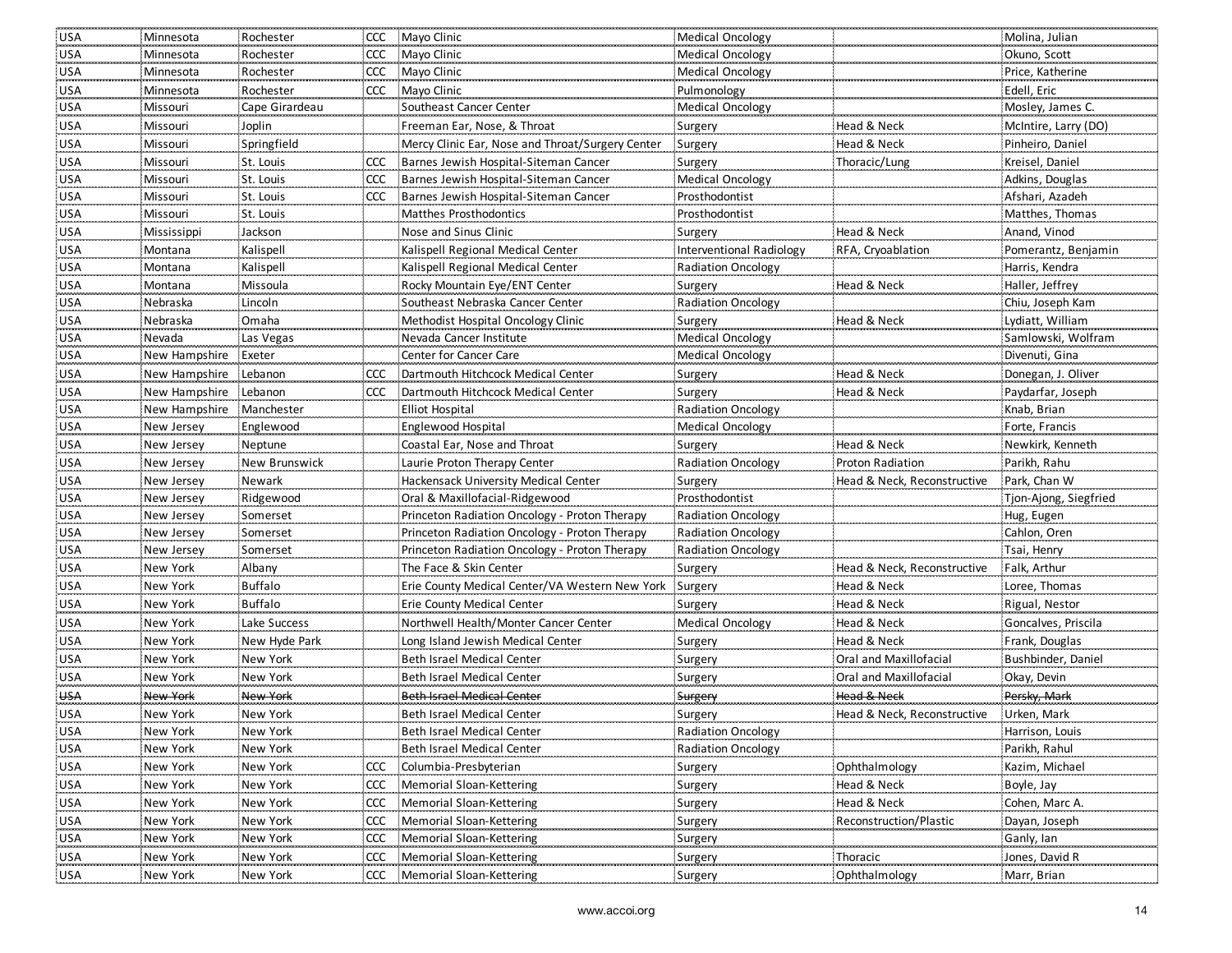| | | | | | | | |
|---|---|---|---|---|---|---|---|
| USA | Minnesota | Rochester | CCC | Mayo Clinic | Medical Oncology | | Molina, Julian |
| USA | Minnesota | Rochester | CCC | Mayo Clinic | Medical Oncology | | Okuno, Scott |
| USA | Minnesota | Rochester | CCC | Mayo Clinic | Medical Oncology | | Price, Katherine |
| USA | Minnesota | Rochester | CCC | Mayo Clinic | Pulmonology | | Edell, Eric |
| USA | Missouri | Cape Girardeau | | Southeast Cancer Center | Medical Oncology | | Mosley, James C. |
| USA | Missouri | Joplin | | Freeman Ear, Nose, & Throat | Surgery | Head & Neck | McIntire, Larry (DO) |
| USA | Missouri | Springfield | | Mercy Clinic Ear, Nose and Throat/Surgery Center | Surgery | Head & Neck | Pinheiro, Daniel |
| USA | Missouri | St. Louis | CCC | Barnes Jewish Hospital-Siteman Cancer | Surgery | Thoracic/Lung | Kreisel, Daniel |
| USA | Missouri | St. Louis | CCC | Barnes Jewish Hospital-Siteman Cancer | Medical Oncology | | Adkins, Douglas |
| USA | Missouri | St. Louis | CCC | Barnes Jewish Hospital-Siteman Cancer | Prosthodontist | | Afshari, Azadeh |
| USA | Missouri | St. Louis | | Matthes Prosthodontics | Prosthodontist | | Matthes, Thomas |
| USA | Mississippi | Jackson | | Nose and Sinus Clinic | Surgery | Head & Neck | Anand, Vinod |
| USA | Montana | Kalispell | | Kalispell Regional Medical Center | Interventional Radiology | RFA, Cryoablation | Pomerantz, Benjamin |
| USA | Montana | Kalispell | | Kalispell Regional Medical Center | Radiation Oncology | | Harris, Kendra |
| USA | Montana | Missoula | | Rocky Mountain Eye/ENT Center | Surgery | Head & Neck | Haller, Jeffrey |
| USA | Nebraska | Lincoln | | Southeast Nebraska Cancer Center | Radiation Oncology | | Chiu, Joseph Kam |
| USA | Nebraska | Omaha | | Methodist Hospital Oncology Clinic | Surgery | Head & Neck | Lydiatt, William |
| USA | Nevada | Las Vegas | | Nevada Cancer Institute | Medical Oncology | | Samlowski, Wolfram |
| USA | New Hampshire | Exeter | | Center for Cancer Care | Medical Oncology | | Divenuti, Gina |
| USA | New Hampshire | Lebanon | CCC | Dartmouth Hitchcock Medical Center | Surgery | Head & Neck | Donegan, J. Oliver |
| USA | New Hampshire | Lebanon | CCC | Dartmouth Hitchcock Medical Center | Surgery | Head & Neck | Paydarfar, Joseph |
| USA | New Hampshire | Manchester | | Elliot Hospital | Radiation Oncology | | Knab, Brian |
| USA | New Jersey | Englewood | | Englewood Hospital | Medical Oncology | | Forte, Francis |
| USA | New Jersey | Neptune | | Coastal Ear, Nose and Throat | Surgery | Head & Neck | Newkirk, Kenneth |
| USA | New Jersey | New Brunswick | | Laurie Proton Therapy Center | Radiation Oncology | Proton Radiation | Parikh, Rahu |
| USA | New Jersey | Newark | | Hackensack University Medical Center | Surgery | Head & Neck, Reconstructive | Park, Chan W |
| USA | New Jersey | Ridgewood | | Oral & Maxillofacial-Ridgewood | Prosthodontist | | Tjon-Ajong, Siegfried |
| USA | New Jersey | Somerset | | Princeton Radiation Oncology - Proton Therapy | Radiation Oncology | | Hug, Eugen |
| USA | New Jersey | Somerset | | Princeton Radiation Oncology - Proton Therapy | Radiation Oncology | | Cahlon, Oren |
| USA | New Jersey | Somerset | | Princeton Radiation Oncology - Proton Therapy | Radiation Oncology | | Tsai, Henry |
| USA | New York | Albany | | The Face & Skin Center | Surgery | Head & Neck, Reconstructive | Falk, Arthur |
| USA | New York | Buffalo | | Erie County Medical Center/VA Western New York | Surgery | Head & Neck | Loree, Thomas |
| USA | New York | Buffalo | | Erie County Medical Center | Surgery | Head & Neck | Rigual, Nestor |
| USA | New York | Lake Success | | Northwell Health/Monter Cancer Center | Medical Oncology | Head & Neck | Goncalves, Priscila |
| USA | New York | New Hyde Park | | Long Island Jewish Medical Center | Surgery | Head & Neck | Frank, Douglas |
| USA | New York | New York | | Beth Israel Medical Center | Surgery | Oral and Maxillofacial | Bushbinder, Daniel |
| USA | New York | New York | | Beth Israel Medical Center | Surgery | Oral and Maxillofacial | Okay, Devin |
| ~~USA~~ | ~~New York~~ | ~~New York~~ | | ~~Beth Israel Medical Center~~ | ~~Surgery~~ | ~~Head & Neck~~ | ~~Persky, Mark~~ |
| USA | New York | New York | | Beth Israel Medical Center | Surgery | Head & Neck, Reconstructive | Urken, Mark |
| USA | New York | New York | | Beth Israel Medical Center | Radiation Oncology | | Harrison, Louis |
| USA | New York | New York | | Beth Israel Medical Center | Radiation Oncology | | Parikh, Rahul |
| USA | New York | New York | CCC | Columbia-Presbyterian | Surgery | Ophthalmology | Kazim, Michael |
| USA | New York | New York | CCC | Memorial Sloan-Kettering | Surgery | Head & Neck | Boyle, Jay |
| USA | New York | New York | CCC | Memorial Sloan-Kettering | Surgery | Head & Neck | Cohen, Marc A. |
| USA | New York | New York | CCC | Memorial Sloan-Kettering | Surgery | Reconstruction/Plastic | Dayan, Joseph |
| USA | New York | New York | CCC | Memorial Sloan-Kettering | Surgery | | Ganly, Ian |
| USA | New York | New York | CCC | Memorial Sloan-Kettering | Surgery | Thoracic | Jones, David R |
| USA | New York | New York | CCC | Memorial Sloan-Kettering | Surgery | Ophthalmology | Marr, Brian |

www.accoi.org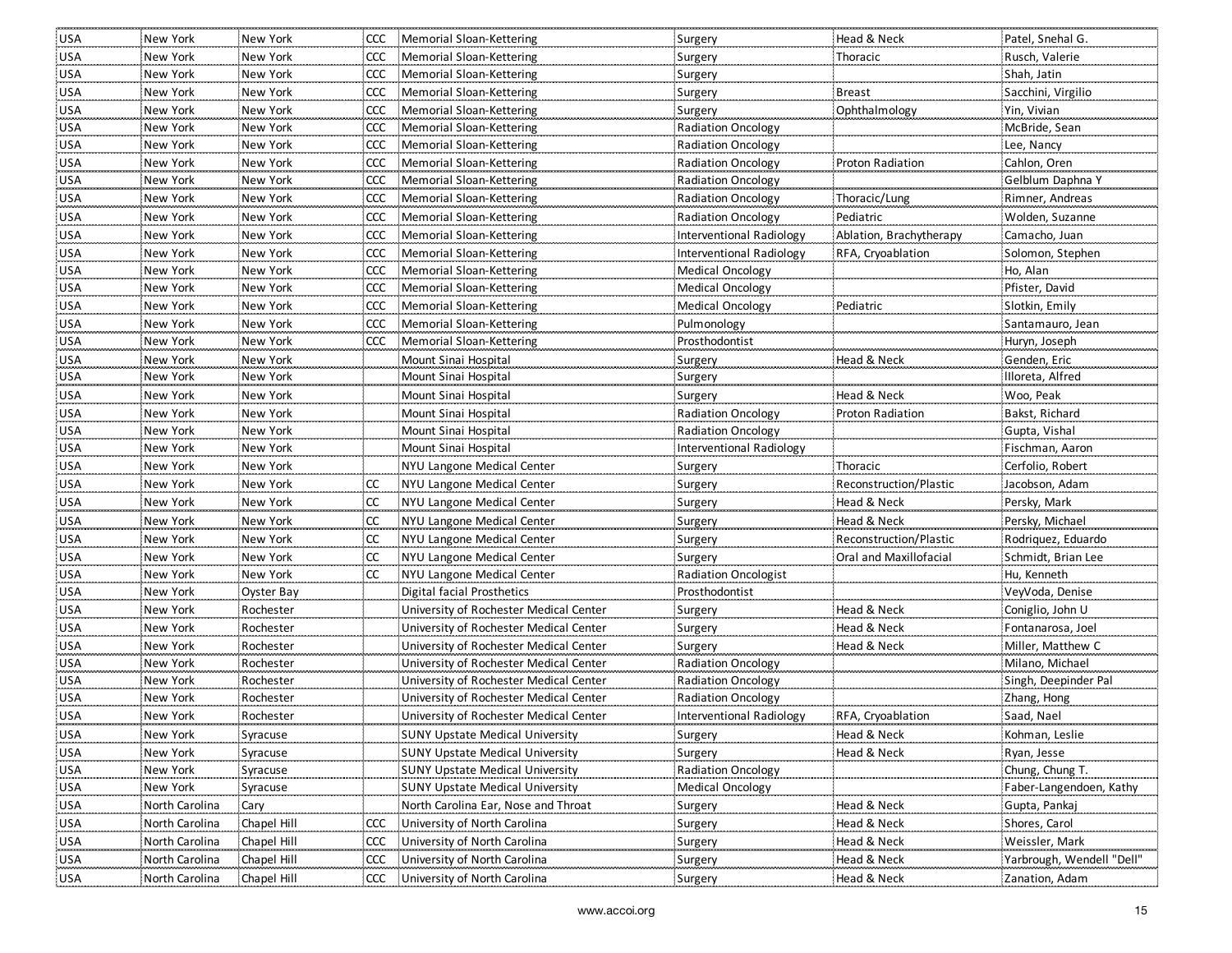| | | | | | | | |
|---|---|---|---|---|---|---|---|
| USA | New York | New York | CCC | Memorial Sloan-Kettering | Surgery | Head & Neck | Patel, Snehal G. |
| USA | New York | New York | CCC | Memorial Sloan-Kettering | Surgery | Thoracic | Rusch, Valerie |
| USA | New York | New York | CCC | Memorial Sloan-Kettering | Surgery | | Shah, Jatin |
| USA | New York | New York | CCC | Memorial Sloan-Kettering | Surgery | Breast | Sacchini, Virgilio |
| USA | New York | New York | CCC | Memorial Sloan-Kettering | Surgery | Ophthalmology | Yin, Vivian |
| USA | New York | New York | CCC | Memorial Sloan-Kettering | Radiation Oncology | | McBride, Sean |
| USA | New York | New York | CCC | Memorial Sloan-Kettering | Radiation Oncology | | Lee, Nancy |
| USA | New York | New York | CCC | Memorial Sloan-Kettering | Radiation Oncology | Proton Radiation | Cahlon, Oren |
| USA | New York | New York | CCC | Memorial Sloan-Kettering | Radiation Oncology | | Gelblum Daphna Y |
| USA | New York | New York | CCC | Memorial Sloan-Kettering | Radiation Oncology | Thoracic/Lung | Rimner, Andreas |
| USA | New York | New York | CCC | Memorial Sloan-Kettering | Radiation Oncology | Pediatric | Wolden, Suzanne |
| USA | New York | New York | CCC | Memorial Sloan-Kettering | Interventional Radiology | Ablation, Brachytherapy | Camacho, Juan |
| USA | New York | New York | CCC | Memorial Sloan-Kettering | Interventional Radiology | RFA, Cryoablation | Solomon, Stephen |
| USA | New York | New York | CCC | Memorial Sloan-Kettering | Medical Oncology | | Ho, Alan |
| USA | New York | New York | CCC | Memorial Sloan-Kettering | Medical Oncology | | Pfister, David |
| USA | New York | New York | CCC | Memorial Sloan-Kettering | Medical Oncology | Pediatric | Slotkin, Emily |
| USA | New York | New York | CCC | Memorial Sloan-Kettering | Pulmonology | | Santamauro, Jean |
| USA | New York | New York | CCC | Memorial Sloan-Kettering | Prosthodontist | | Huryn, Joseph |
| USA | New York | New York | | Mount Sinai Hospital | Surgery | Head & Neck | Genden, Eric |
| USA | New York | New York | | Mount Sinai Hospital | Surgery | | Illoreta, Alfred |
| USA | New York | New York | | Mount Sinai Hospital | Surgery | Head & Neck | Woo, Peak |
| USA | New York | New York | | Mount Sinai Hospital | Radiation Oncology | Proton Radiation | Bakst, Richard |
| USA | New York | New York | | Mount Sinai Hospital | Radiation Oncology | | Gupta, Vishal |
| USA | New York | New York | | Mount Sinai Hospital | Interventional Radiology | | Fischman, Aaron |
| USA | New York | New York | | NYU Langone Medical Center | Surgery | Thoracic | Cerfolio, Robert |
| USA | New York | New York | CC | NYU Langone Medical Center | Surgery | Reconstruction/Plastic | Jacobson, Adam |
| USA | New York | New York | CC | NYU Langone Medical Center | Surgery | Head & Neck | Persky, Mark |
| USA | New York | New York | CC | NYU Langone Medical Center | Surgery | Head & Neck | Persky, Michael |
| USA | New York | New York | CC | NYU Langone Medical Center | Surgery | Reconstruction/Plastic | Rodriquez, Eduardo |
| USA | New York | New York | CC | NYU Langone Medical Center | Surgery | Oral and Maxillofacial | Schmidt, Brian Lee |
| USA | New York | New York | CC | NYU Langone Medical Center | Radiation Oncologist | | Hu, Kenneth |
| USA | New York | Oyster Bay | | Digital facial Prosthetics | Prosthodontist | | VeyVoda, Denise |
| USA | New York | Rochester | | University of Rochester Medical Center | Surgery | Head & Neck | Coniglio, John U |
| USA | New York | Rochester | | University of Rochester Medical Center | Surgery | Head & Neck | Fontanarosa, Joel |
| USA | New York | Rochester | | University of Rochester Medical Center | Surgery | Head & Neck | Miller, Matthew C |
| USA | New York | Rochester | | University of Rochester Medical Center | Radiation Oncology | | Milano, Michael |
| USA | New York | Rochester | | University of Rochester Medical Center | Radiation Oncology | | Singh, Deepinder Pal |
| USA | New York | Rochester | | University of Rochester Medical Center | Radiation Oncology | | Zhang, Hong |
| USA | New York | Rochester | | University of Rochester Medical Center | Interventional Radiology | RFA, Cryoablation | Saad, Nael |
| USA | New York | Syracuse | | SUNY Upstate Medical University | Surgery | Head & Neck | Kohman, Leslie |
| USA | New York | Syracuse | | SUNY Upstate Medical University | Surgery | Head & Neck | Ryan, Jesse |
| USA | New York | Syracuse | | SUNY Upstate Medical University | Radiation Oncology | | Chung, Chung T. |
| USA | New York | Syracuse | | SUNY Upstate Medical University | Medical Oncology | | Faber-Langendoen, Kathy |
| USA | North Carolina | Cary | | North Carolina Ear, Nose and Throat | Surgery | Head & Neck | Gupta, Pankaj |
| USA | North Carolina | Chapel Hill | CCC | University of North Carolina | Surgery | Head & Neck | Shores, Carol |
| USA | North Carolina | Chapel Hill | CCC | University of North Carolina | Surgery | Head & Neck | Weissler, Mark |
| USA | North Carolina | Chapel Hill | CCC | University of North Carolina | Surgery | Head & Neck | Yarbrough, Wendell "Dell" |
| USA | North Carolina | Chapel Hill | CCC | University of North Carolina | Surgery | Head & Neck | Zanation, Adam |

www.accoi.org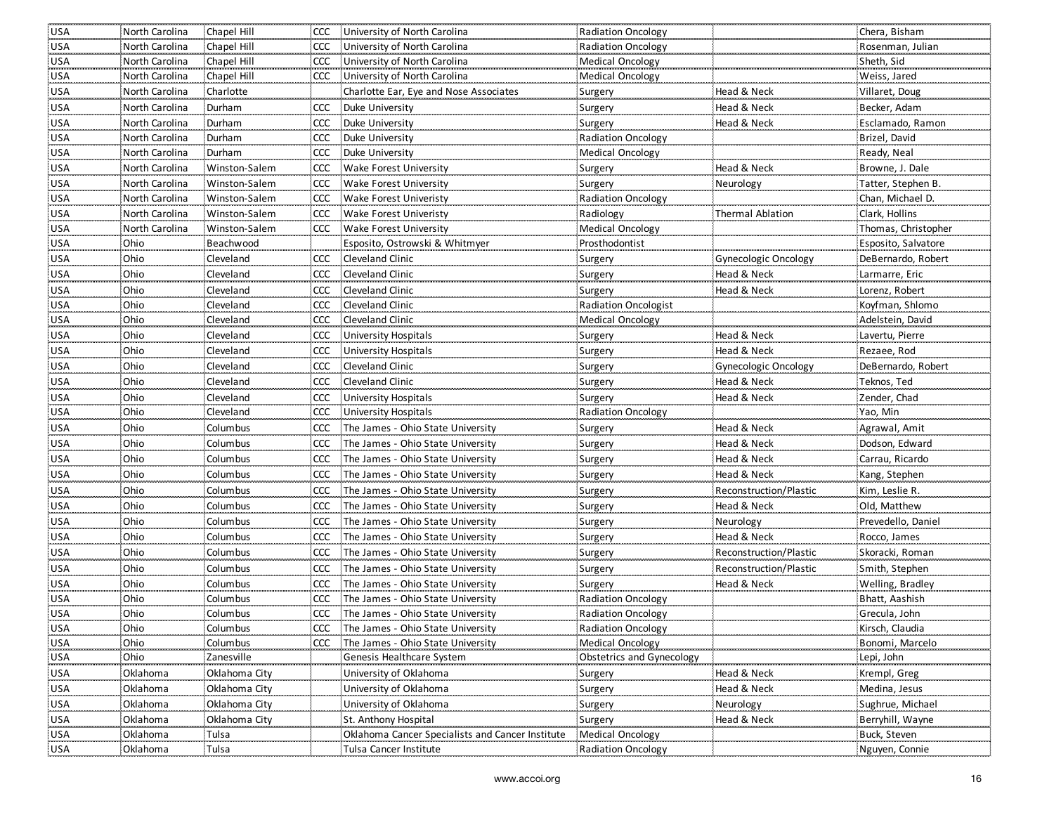| USA | North Carolina | Chapel Hill | CCC | University of North Carolina | Radiation Oncology | | Chera, Bisham |
|---|---|---|---|---|---|---|---|
| USA | North Carolina | Chapel Hill | CCC | University of North Carolina | Radiation Oncology | | Rosenman, Julian |
| USA | North Carolina | Chapel Hill | CCC | University of North Carolina | Medical Oncology | | Sheth, Sid |
| USA | North Carolina | Chapel Hill | CCC | University of North Carolina | Medical Oncology | | Weiss, Jared |
| USA | North Carolina | Charlotte | | Charlotte Ear, Eye and Nose Associates | Surgery | Head & Neck | Villaret, Doug |
| USA | North Carolina | Durham | CCC | Duke University | Surgery | Head & Neck | Becker, Adam |
| USA | North Carolina | Durham | CCC | Duke University | Surgery | Head & Neck | Esclamado, Ramon |
| USA | North Carolina | Durham | CCC | Duke University | Radiation Oncology | | Brizel, David |
| USA | North Carolina | Durham | CCC | Duke University | Medical Oncology | | Ready, Neal |
| USA | North Carolina | Winston-Salem | CCC | Wake Forest University | Surgery | Head & Neck | Browne, J. Dale |
| USA | North Carolina | Winston-Salem | CCC | Wake Forest University | Surgery | Neurology | Tatter, Stephen B. |
| USA | North Carolina | Winston-Salem | CCC | Wake Forest Univeristy | Radiation Oncology | | Chan, Michael D. |
| USA | North Carolina | Winston-Salem | CCC | Wake Forest Univeristy | Radiology | Thermal Ablation | Clark, Hollins |
| USA | North Carolina | Winston-Salem | CCC | Wake Forest University | Medical Oncology | | Thomas, Christopher |
| USA | Ohio | Beachwood | | Esposito, Ostrowski & Whitmyer | Prosthodontist | | Esposito, Salvatore |
| USA | Ohio | Cleveland | CCC | Cleveland Clinic | Surgery | Gynecologic Oncology | DeBernardo, Robert |
| USA | Ohio | Cleveland | CCC | Cleveland Clinic | Surgery | Head & Neck | Larmarre, Eric |
| USA | Ohio | Cleveland | CCC | Cleveland Clinic | Surgery | Head & Neck | Lorenz, Robert |
| USA | Ohio | Cleveland | CCC | Cleveland Clinic | Radiation Oncologist | | Koyfman, Shlomo |
| USA | Ohio | Cleveland | CCC | Cleveland Clinic | Medical Oncology | | Adelstein, David |
| USA | Ohio | Cleveland | CCC | University Hospitals | Surgery | Head & Neck | Lavertu, Pierre |
| USA | Ohio | Cleveland | CCC | University Hospitals | Surgery | Head & Neck | Rezaee, Rod |
| USA | Ohio | Cleveland | CCC | Cleveland Clinic | Surgery | Gynecologic Oncology | DeBernardo, Robert |
| USA | Ohio | Cleveland | CCC | Cleveland Clinic | Surgery | Head & Neck | Teknos, Ted |
| USA | Ohio | Cleveland | CCC | University Hospitals | Surgery | Head & Neck | Zender, Chad |
| USA | Ohio | Cleveland | CCC | University Hospitals | Radiation Oncology | | Yao, Min |
| USA | Ohio | Columbus | CCC | The James - Ohio State University | Surgery | Head & Neck | Agrawal, Amit |
| USA | Ohio | Columbus | CCC | The James - Ohio State University | Surgery | Head & Neck | Dodson, Edward |
| USA | Ohio | Columbus | CCC | The James - Ohio State University | Surgery | Head & Neck | Carrau, Ricardo |
| USA | Ohio | Columbus | CCC | The James - Ohio State University | Surgery | Head & Neck | Kang, Stephen |
| USA | Ohio | Columbus | CCC | The James - Ohio State University | Surgery | Reconstruction/Plastic | Kim, Leslie R. |
| USA | Ohio | Columbus | CCC | The James - Ohio State University | Surgery | Head & Neck | Old, Matthew |
| USA | Ohio | Columbus | CCC | The James - Ohio State University | Surgery | Neurology | Prevedello, Daniel |
| USA | Ohio | Columbus | CCC | The James - Ohio State University | Surgery | Head & Neck | Rocco, James |
| USA | Ohio | Columbus | CCC | The James - Ohio State University | Surgery | Reconstruction/Plastic | Skoracki, Roman |
| USA | Ohio | Columbus | CCC | The James - Ohio State University | Surgery | Reconstruction/Plastic | Smith, Stephen |
| USA | Ohio | Columbus | CCC | The James - Ohio State University | Surgery | Head & Neck | Welling, Bradley |
| USA | Ohio | Columbus | CCC | The James - Ohio State University | Radiation Oncology | | Bhatt, Aashish |
| USA | Ohio | Columbus | CCC | The James - Ohio State University | Radiation Oncology | | Grecula, John |
| USA | Ohio | Columbus | CCC | The James - Ohio State University | Radiation Oncology | | Kirsch, Claudia |
| USA | Ohio | Columbus | CCC | The James - Ohio State University | Medical Oncology | | Bonomi, Marcelo |
| USA | Ohio | Zanesville | | Genesis Healthcare System | Obstetrics and Gynecology | | Lepi, John |
| USA | Oklahoma | Oklahoma City | | University of Oklahoma | Surgery | Head & Neck | Krempl, Greg |
| USA | Oklahoma | Oklahoma City | | University of Oklahoma | Surgery | Head & Neck | Medina, Jesus |
| USA | Oklahoma | Oklahoma City | | University of Oklahoma | Surgery | Neurology | Sughrue, Michael |
| USA | Oklahoma | Oklahoma City | | St. Anthony Hospital | Surgery | Head & Neck | Berryhill, Wayne |
| USA | Oklahoma | Tulsa | | Oklahoma Cancer Specialists and Cancer Institute | Medical Oncology | | Buck, Steven |
| USA | Oklahoma | Tulsa | | Tulsa Cancer Institute | Radiation Oncology | | Nguyen, Connie |

www.accoi.org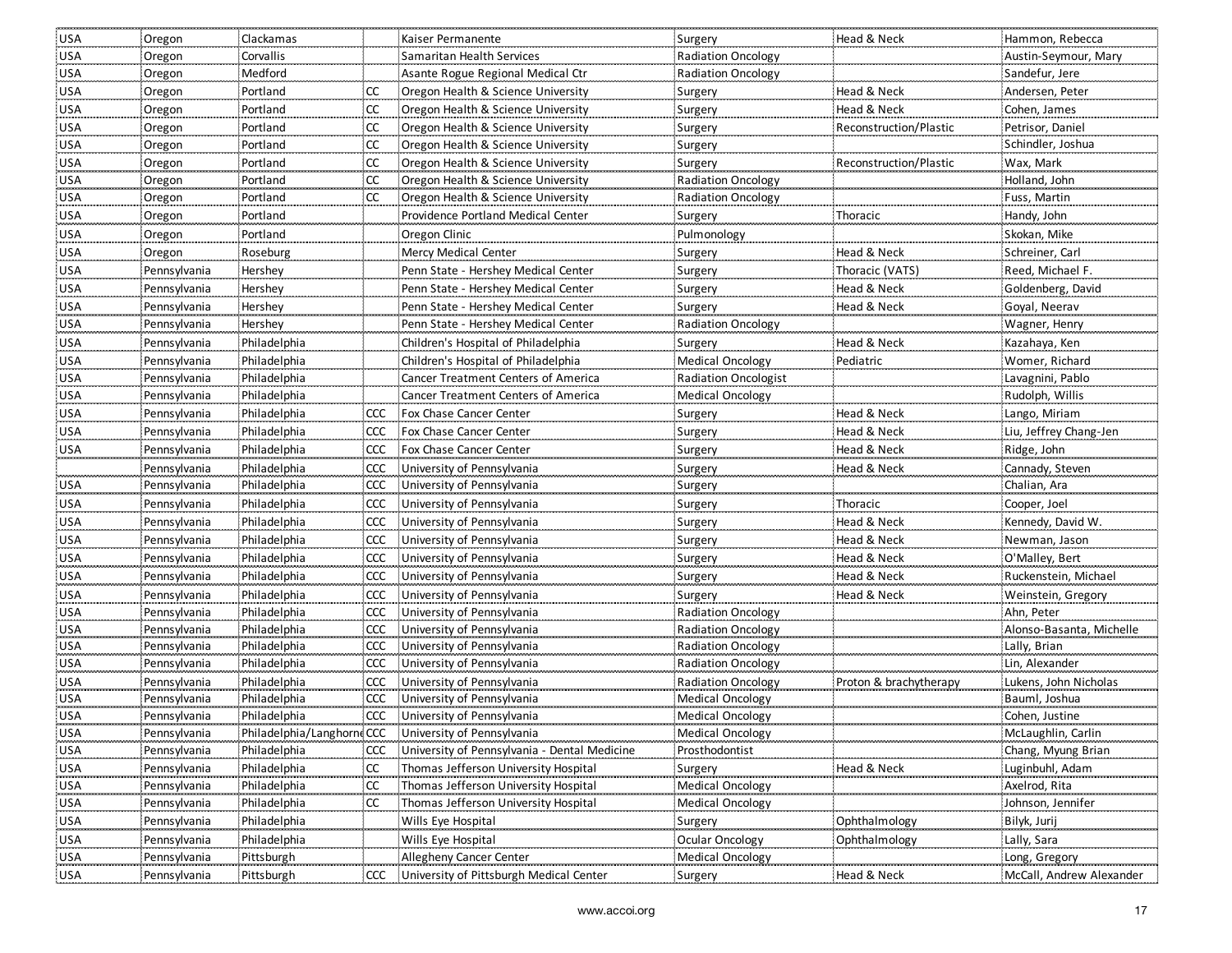| | | | | | | | |
|---|---|---|---|---|---|---|---|
| USA | Oregon | Clackamas | | Kaiser Permanente | Surgery | Head & Neck | Hammon, Rebecca |
| USA | Oregon | Corvallis | | Samaritan Health Services | Radiation Oncology | | Austin-Seymour, Mary |
| USA | Oregon | Medford | | Asante Rogue Regional Medical Ctr | Radiation Oncology | | Sandefur, Jere |
| USA | Oregon | Portland | CC | Oregon Health & Science University | Surgery | Head & Neck | Andersen, Peter |
| USA | Oregon | Portland | CC | Oregon Health & Science University | Surgery | Head & Neck | Cohen, James |
| USA | Oregon | Portland | CC | Oregon Health & Science University | Surgery | Reconstruction/Plastic | Petrisor, Daniel |
| USA | Oregon | Portland | CC | Oregon Health & Science University | Surgery | | Schindler, Joshua |
| USA | Oregon | Portland | CC | Oregon Health & Science University | Surgery | Reconstruction/Plastic | Wax, Mark |
| USA | Oregon | Portland | CC | Oregon Health & Science University | Radiation Oncology | | Holland, John |
| USA | Oregon | Portland | CC | Oregon Health & Science University | Radiation Oncology | | Fuss, Martin |
| USA | Oregon | Portland | | Providence Portland Medical Center | Surgery | Thoracic | Handy, John |
| USA | Oregon | Portland | | Oregon Clinic | Pulmonology | | Skokan, Mike |
| USA | Oregon | Roseburg | | Mercy Medical Center | Surgery | Head & Neck | Schreiner, Carl |
| USA | Pennsylvania | Hershey | | Penn State - Hershey Medical Center | Surgery | Thoracic (VATS) | Reed, Michael F. |
| USA | Pennsylvania | Hershey | | Penn State - Hershey Medical Center | Surgery | Head & Neck | Goldenberg, David |
| USA | Pennsylvania | Hershey | | Penn State - Hershey Medical Center | Surgery | Head & Neck | Goyal, Neerav |
| USA | Pennsylvania | Hershey | | Penn State - Hershey Medical Center | Radiation Oncology | | Wagner, Henry |
| USA | Pennsylvania | Philadelphia | | Children's Hospital of Philadelphia | Surgery | Head & Neck | Kazahaya, Ken |
| USA | Pennsylvania | Philadelphia | | Children's Hospital of Philadelphia | Medical Oncology | Pediatric | Womer, Richard |
| USA | Pennsylvania | Philadelphia | | Cancer Treatment Centers of America | Radiation Oncologist | | Lavagnini, Pablo |
| USA | Pennsylvania | Philadelphia | | Cancer Treatment Centers of America | Medical Oncology | | Rudolph, Willis |
| USA | Pennsylvania | Philadelphia | CCC | Fox Chase Cancer Center | Surgery | Head & Neck | Lango, Miriam |
| USA | Pennsylvania | Philadelphia | CCC | Fox Chase Cancer Center | Surgery | Head & Neck | Liu, Jeffrey Chang-Jen |
| USA | Pennsylvania | Philadelphia | CCC | Fox Chase Cancer Center | Surgery | Head & Neck | Ridge, John |
| | Pennsylvania | Philadelphia | CCC | University of Pennsylvania | Surgery | Head & Neck | Cannady, Steven |
| USA | Pennsylvania | Philadelphia | CCC | University of Pennsylvania | Surgery | | Chalian, Ara |
| USA | Pennsylvania | Philadelphia | CCC | University of Pennsylvania | Surgery | Thoracic | Cooper, Joel |
| USA | Pennsylvania | Philadelphia | CCC | University of Pennsylvania | Surgery | Head & Neck | Kennedy, David W. |
| USA | Pennsylvania | Philadelphia | CCC | University of Pennsylvania | Surgery | Head & Neck | Newman, Jason |
| USA | Pennsylvania | Philadelphia | CCC | University of Pennsylvania | Surgery | Head & Neck | O'Malley, Bert |
| USA | Pennsylvania | Philadelphia | CCC | University of Pennsylvania | Surgery | Head & Neck | Ruckenstein, Michael |
| USA | Pennsylvania | Philadelphia | CCC | University of Pennsylvania | Surgery | Head & Neck | Weinstein, Gregory |
| USA | Pennsylvania | Philadelphia | CCC | University of Pennsylvania | Radiation Oncology | | Ahn, Peter |
| USA | Pennsylvania | Philadelphia | CCC | University of Pennsylvania | Radiation Oncology | | Alonso-Basanta, Michelle |
| USA | Pennsylvania | Philadelphia | CCC | University of Pennsylvania | Radiation Oncology | | Lally, Brian |
| USA | Pennsylvania | Philadelphia | CCC | University of Pennsylvania | Radiation Oncology | | Lin, Alexander |
| USA | Pennsylvania | Philadelphia | CCC | University of Pennsylvania | Radiation Oncology | Proton & brachytherapy | Lukens, John Nicholas |
| USA | Pennsylvania | Philadelphia | CCC | University of Pennsylvania | Medical Oncology | | Bauml, Joshua |
| USA | Pennsylvania | Philadelphia | CCC | University of Pennsylvania | Medical Oncology | | Cohen, Justine |
| USA | Pennsylvania | Philadelphia/Langhorne | CCC | University of Pennsylvania | Medical Oncology | | McLaughlin, Carlin |
| USA | Pennsylvania | Philadelphia | CCC | University of Pennsylvania - Dental Medicine | Prosthodontist | | Chang, Myung Brian |
| USA | Pennsylvania | Philadelphia | CC | Thomas Jefferson University Hospital | Surgery | Head & Neck | Luginbuhl, Adam |
| USA | Pennsylvania | Philadelphia | CC | Thomas Jefferson University Hospital | Medical Oncology | | Axelrod, Rita |
| USA | Pennsylvania | Philadelphia | CC | Thomas Jefferson University Hospital | Medical Oncology | | Johnson, Jennifer |
| USA | Pennsylvania | Philadelphia | | Wills Eye Hospital | Surgery | Ophthalmology | Bilyk, Jurij |
| USA | Pennsylvania | Philadelphia | | Wills Eye Hospital | Ocular Oncology | Ophthalmology | Lally, Sara |
| USA | Pennsylvania | Pittsburgh | | Allegheny Cancer Center | Medical Oncology | | Long, Gregory |
| USA | Pennsylvania | Pittsburgh | CCC | University of Pittsburgh Medical Center | Surgery | Head & Neck | McCall, Andrew Alexander |

www.accoi.org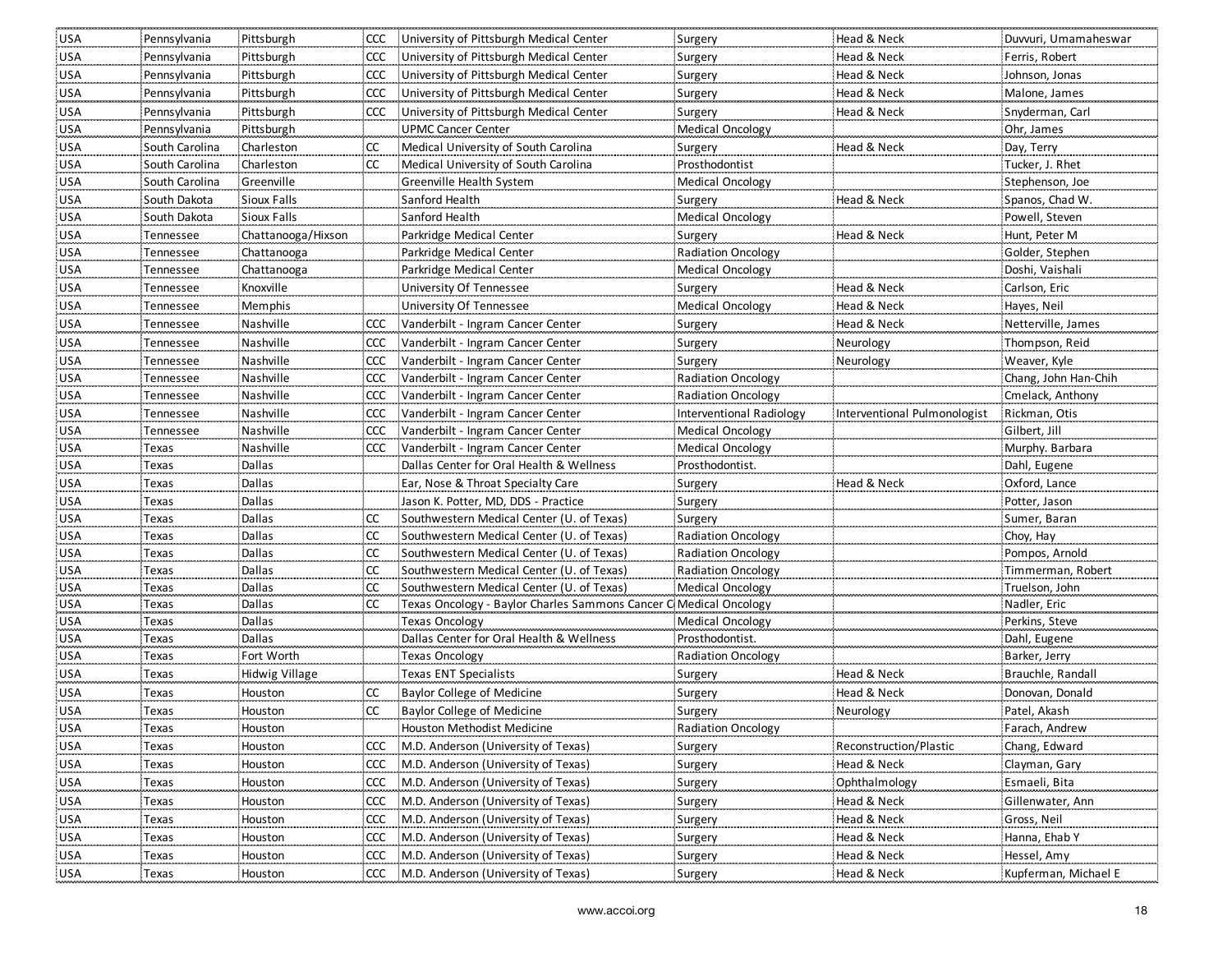| USA | Pennsylvania | Pittsburgh | CCC | University of Pittsburgh Medical Center | Surgery | Head & Neck | Duvvuri, Umamaheswar |
|---|---|---|---|---|---|---|---|
| USA | Pennsylvania | Pittsburgh | CCC | University of Pittsburgh Medical Center | Surgery | Head & Neck | Ferris, Robert |
| USA | Pennsylvania | Pittsburgh | CCC | University of Pittsburgh Medical Center | Surgery | Head & Neck | Johnson, Jonas |
| USA | Pennsylvania | Pittsburgh | CCC | University of Pittsburgh Medical Center | Surgery | Head & Neck | Malone, James |
| USA | Pennsylvania | Pittsburgh | CCC | University of Pittsburgh Medical Center | Surgery | Head & Neck | Snyderman, Carl |
| USA | Pennsylvania | Pittsburgh | | UPMC Cancer Center | Medical Oncology | | Ohr, James |
| USA | South Carolina | Charleston | CC | Medical University of South Carolina | Surgery | Head & Neck | Day, Terry |
| USA | South Carolina | Charleston | CC | Medical University of South Carolina | Prosthodontist | | Tucker, J. Rhet |
| USA | South Carolina | Greenville | | Greenville Health System | Medical Oncology | | Stephenson, Joe |
| USA | South Dakota | Sioux Falls | | Sanford Health | Surgery | Head & Neck | Spanos, Chad W. |
| USA | South Dakota | Sioux Falls | | Sanford Health | Medical Oncology | | Powell, Steven |
| USA | Tennessee | Chattanooga/Hixson | | Parkridge Medical Center | Surgery | Head & Neck | Hunt, Peter M |
| USA | Tennessee | Chattanooga | | Parkridge Medical Center | Radiation Oncology | | Golder, Stephen |
| USA | Tennessee | Chattanooga | | Parkridge Medical Center | Medical Oncology | | Doshi, Vaishali |
| USA | Tennessee | Knoxville | | University Of Tennessee | Surgery | Head & Neck | Carlson, Eric |
| USA | Tennessee | Memphis | | University Of Tennessee | Medical Oncology | Head & Neck | Hayes, Neil |
| USA | Tennessee | Nashville | CCC | Vanderbilt - Ingram Cancer Center | Surgery | Head & Neck | Netterville, James |
| USA | Tennessee | Nashville | CCC | Vanderbilt - Ingram Cancer Center | Surgery | Neurology | Thompson, Reid |
| USA | Tennessee | Nashville | CCC | Vanderbilt - Ingram Cancer Center | Surgery | Neurology | Weaver, Kyle |
| USA | Tennessee | Nashville | CCC | Vanderbilt - Ingram Cancer Center | Radiation Oncology | | Chang, John Han-Chih |
| USA | Tennessee | Nashville | CCC | Vanderbilt - Ingram Cancer Center | Radiation Oncology | | Cmelack, Anthony |
| USA | Tennessee | Nashville | CCC | Vanderbilt - Ingram Cancer Center | Interventional Radiology | Interventional Pulmonologist | Rickman, Otis |
| USA | Tennessee | Nashville | CCC | Vanderbilt - Ingram Cancer Center | Medical Oncology | | Gilbert, Jill |
| USA | Texas | Nashville | CCC | Vanderbilt - Ingram Cancer Center | Medical Oncology | | Murphy. Barbara |
| USA | Texas | Dallas | | Dallas Center for Oral Health & Wellness | Prosthodontist. | | Dahl, Eugene |
| USA | Texas | Dallas | | Ear, Nose & Throat Specialty Care | Surgery | Head & Neck | Oxford, Lance |
| USA | Texas | Dallas | | Jason K. Potter, MD, DDS - Practice | Surgery | | Potter, Jason |
| USA | Texas | Dallas | CC | Southwestern Medical Center (U. of Texas) | Surgery | | Sumer, Baran |
| USA | Texas | Dallas | CC | Southwestern Medical Center (U. of Texas) | Radiation Oncology | | Choy, Hay |
| USA | Texas | Dallas | CC | Southwestern Medical Center (U. of Texas) | Radiation Oncology | | Pompos, Arnold |
| USA | Texas | Dallas | CC | Southwestern Medical Center (U. of Texas) | Radiation Oncology | | Timmerman, Robert |
| USA | Texas | Dallas | CC | Southwestern Medical Center (U. of Texas) | Medical Oncology | | Truelson, John |
| USA | Texas | Dallas | CC | Texas Oncology - Baylor Charles Sammons Cancer C | Medical Oncology | | Nadler, Eric |
| USA | Texas | Dallas | | Texas Oncology | Medical Oncology | | Perkins, Steve |
| USA | Texas | Dallas | | Dallas Center for Oral Health & Wellness | Prosthodontist. | | Dahl, Eugene |
| USA | Texas | Fort Worth | | Texas Oncology | Radiation Oncology | | Barker, Jerry |
| USA | Texas | Hidwig Village | | Texas ENT Specialists | Surgery | Head & Neck | Brauchle, Randall |
| USA | Texas | Houston | CC | Baylor College of Medicine | Surgery | Head & Neck | Donovan, Donald |
| USA | Texas | Houston | CC | Baylor College of Medicine | Surgery | Neurology | Patel, Akash |
| USA | Texas | Houston | | Houston Methodist Medicine | Radiation Oncology | | Farach, Andrew |
| USA | Texas | Houston | CCC | M.D. Anderson (University of Texas) | Surgery | Reconstruction/Plastic | Chang, Edward |
| USA | Texas | Houston | CCC | M.D. Anderson (University of Texas) | Surgery | Head & Neck | Clayman, Gary |
| USA | Texas | Houston | CCC | M.D. Anderson (University of Texas) | Surgery | Ophthalmology | Esmaeli, Bita |
| USA | Texas | Houston | CCC | M.D. Anderson (University of Texas) | Surgery | Head & Neck | Gillenwater, Ann |
| USA | Texas | Houston | CCC | M.D. Anderson (University of Texas) | Surgery | Head & Neck | Gross, Neil |
| USA | Texas | Houston | CCC | M.D. Anderson (University of Texas) | Surgery | Head & Neck | Hanna, Ehab Y |
| USA | Texas | Houston | CCC | M.D. Anderson (University of Texas) | Surgery | Head & Neck | Hessel, Amy |
| USA | Texas | Houston | CCC | M.D. Anderson (University of Texas) | Surgery | Head & Neck | Kupferman, Michael E |

www.accoi.org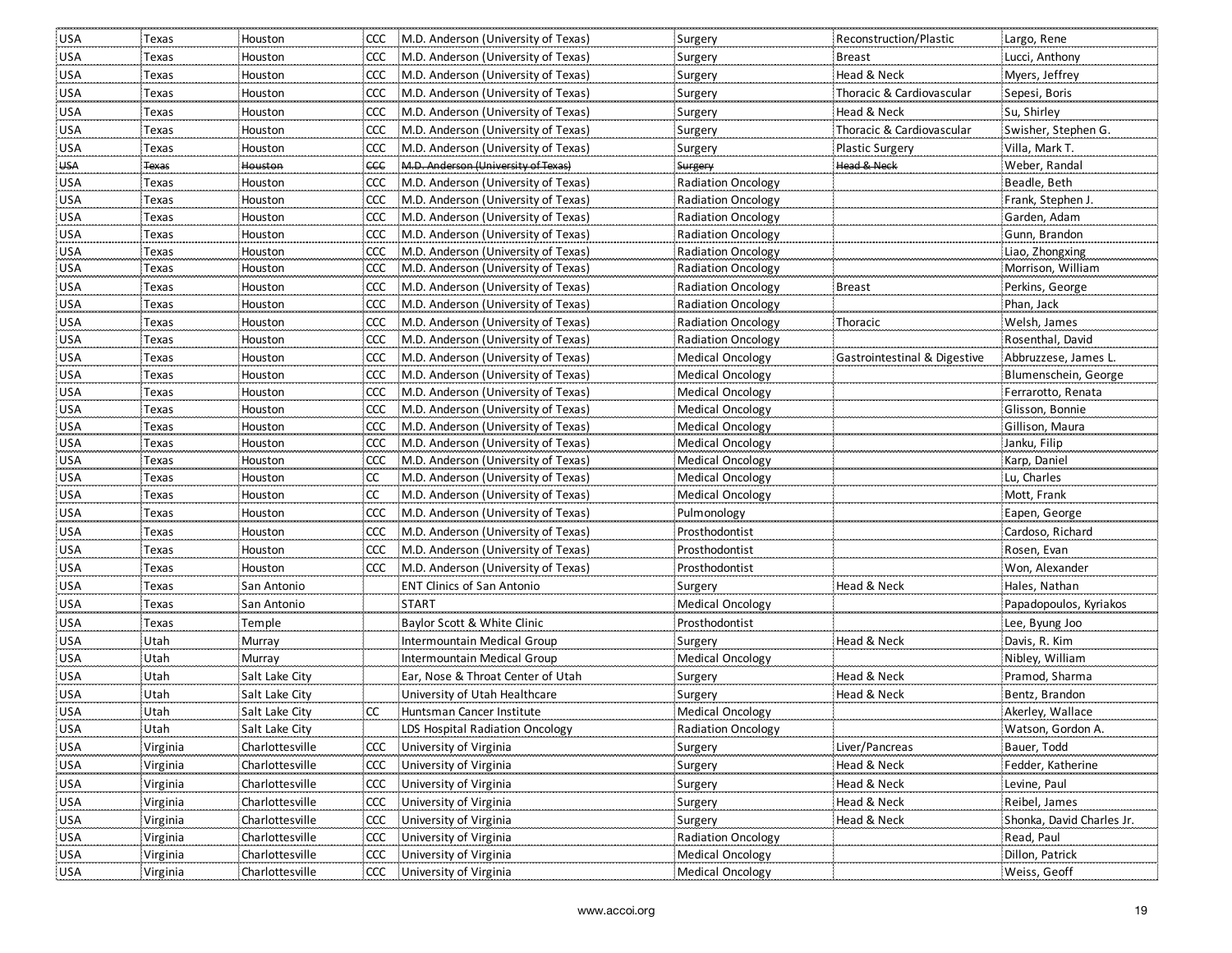| | | | | | | | |
|---|---|---|---|---|---|---|---|
| USA | Texas | Houston | CCC | M.D. Anderson (University of Texas) | Surgery | Reconstruction/Plastic | Largo, Rene |
| USA | Texas | Houston | CCC | M.D. Anderson (University of Texas) | Surgery | Breast | Lucci, Anthony |
| USA | Texas | Houston | CCC | M.D. Anderson (University of Texas) | Surgery | Head & Neck | Myers, Jeffrey |
| USA | Texas | Houston | CCC | M.D. Anderson (University of Texas) | Surgery | Thoracic & Cardiovascular | Sepesi, Boris |
| USA | Texas | Houston | CCC | M.D. Anderson (University of Texas) | Surgery | Head & Neck | Su, Shirley |
| USA | Texas | Houston | CCC | M.D. Anderson (University of Texas) | Surgery | Thoracic & Cardiovascular | Swisher, Stephen G. |
| USA | Texas | Houston | CCC | M.D. Anderson (University of Texas) | Surgery | Plastic Surgery | Villa, Mark T. |
| ~~USA~~ | ~~Texas~~ | ~~Houston~~ | ~~CCC~~ | ~~M.D. Anderson (University of Texas)~~ | ~~Surgery~~ | ~~Head & Neck~~ | Weber, Randal |
| USA | Texas | Houston | CCC | M.D. Anderson (University of Texas) | Radiation Oncology | | Beadle, Beth |
| USA | Texas | Houston | CCC | M.D. Anderson (University of Texas) | Radiation Oncology | | Frank, Stephen J. |
| USA | Texas | Houston | CCC | M.D. Anderson (University of Texas) | Radiation Oncology | | Garden, Adam |
| USA | Texas | Houston | CCC | M.D. Anderson (University of Texas) | Radiation Oncology | | Gunn, Brandon |
| USA | Texas | Houston | CCC | M.D. Anderson (University of Texas) | Radiation Oncology | | Liao, Zhongxing |
| USA | Texas | Houston | CCC | M.D. Anderson (University of Texas) | Radiation Oncology | | Morrison, William |
| USA | Texas | Houston | CCC | M.D. Anderson (University of Texas) | Radiation Oncology | Breast | Perkins, George |
| USA | Texas | Houston | CCC | M.D. Anderson (University of Texas) | Radiation Oncology | | Phan, Jack |
| USA | Texas | Houston | CCC | M.D. Anderson (University of Texas) | Radiation Oncology | Thoracic | Welsh, James |
| USA | Texas | Houston | CCC | M.D. Anderson (University of Texas) | Radiation Oncology | | Rosenthal, David |
| USA | Texas | Houston | CCC | M.D. Anderson (University of Texas) | Medical Oncology | Gastrointestinal & Digestive | Abbruzzese, James L. |
| USA | Texas | Houston | CCC | M.D. Anderson (University of Texas) | Medical Oncology | | Blumenschein, George |
| USA | Texas | Houston | CCC | M.D. Anderson (University of Texas) | Medical Oncology | | Ferrarotto, Renata |
| USA | Texas | Houston | CCC | M.D. Anderson (University of Texas) | Medical Oncology | | Glisson, Bonnie |
| USA | Texas | Houston | CCC | M.D. Anderson (University of Texas) | Medical Oncology | | Gillison, Maura |
| USA | Texas | Houston | CCC | M.D. Anderson (University of Texas) | Medical Oncology | | Janku, Filip |
| USA | Texas | Houston | CCC | M.D. Anderson (University of Texas) | Medical Oncology | | Karp, Daniel |
| USA | Texas | Houston | CC | M.D. Anderson (University of Texas) | Medical Oncology | | Lu, Charles |
| USA | Texas | Houston | CC | M.D. Anderson (University of Texas) | Medical Oncology | | Mott, Frank |
| USA | Texas | Houston | CCC | M.D. Anderson (University of Texas) | Pulmonology | | Eapen, George |
| USA | Texas | Houston | CCC | M.D. Anderson (University of Texas) | Prosthodontist | | Cardoso, Richard |
| USA | Texas | Houston | CCC | M.D. Anderson (University of Texas) | Prosthodontist | | Rosen, Evan |
| USA | Texas | Houston | CCC | M.D. Anderson (University of Texas) | Prosthodontist | | Won, Alexander |
| USA | Texas | San Antonio | | ENT Clinics of San Antonio | Surgery | Head & Neck | Hales, Nathan |
| USA | Texas | San Antonio | | START | Medical Oncology | | Papadopoulos, Kyriakos |
| USA | Texas | Temple | | Baylor Scott & White Clinic | Prosthodontist | | Lee, Byung Joo |
| USA | Utah | Murray | | Intermountain Medical Group | Surgery | Head & Neck | Davis, R. Kim |
| USA | Utah | Murray | | Intermountain Medical Group | Medical Oncology | | Nibley, William |
| USA | Utah | Salt Lake City | | Ear, Nose & Throat Center of Utah | Surgery | Head & Neck | Pramod, Sharma |
| USA | Utah | Salt Lake City | | University of Utah Healthcare | Surgery | Head & Neck | Bentz, Brandon |
| USA | Utah | Salt Lake City | CC | Huntsman Cancer Institute | Medical Oncology | | Akerley, Wallace |
| USA | Utah | Salt Lake City | | LDS Hospital Radiation Oncology | Radiation Oncology | | Watson, Gordon A. |
| USA | Virginia | Charlottesville | CCC | University of Virginia | Surgery | Liver/Pancreas | Bauer, Todd |
| USA | Virginia | Charlottesville | CCC | University of Virginia | Surgery | Head & Neck | Fedder, Katherine |
| USA | Virginia | Charlottesville | CCC | University of Virginia | Surgery | Head & Neck | Levine, Paul |
| USA | Virginia | Charlottesville | CCC | University of Virginia | Surgery | Head & Neck | Reibel, James |
| USA | Virginia | Charlottesville | CCC | University of Virginia | Surgery | Head & Neck | Shonka, David Charles Jr. |
| USA | Virginia | Charlottesville | CCC | University of Virginia | Radiation Oncology | | Read, Paul |
| USA | Virginia | Charlottesville | CCC | University of Virginia | Medical Oncology | | Dillon, Patrick |
| USA | Virginia | Charlottesville | CCC | University of Virginia | Medical Oncology | | Weiss, Geoff |

www.accoi.org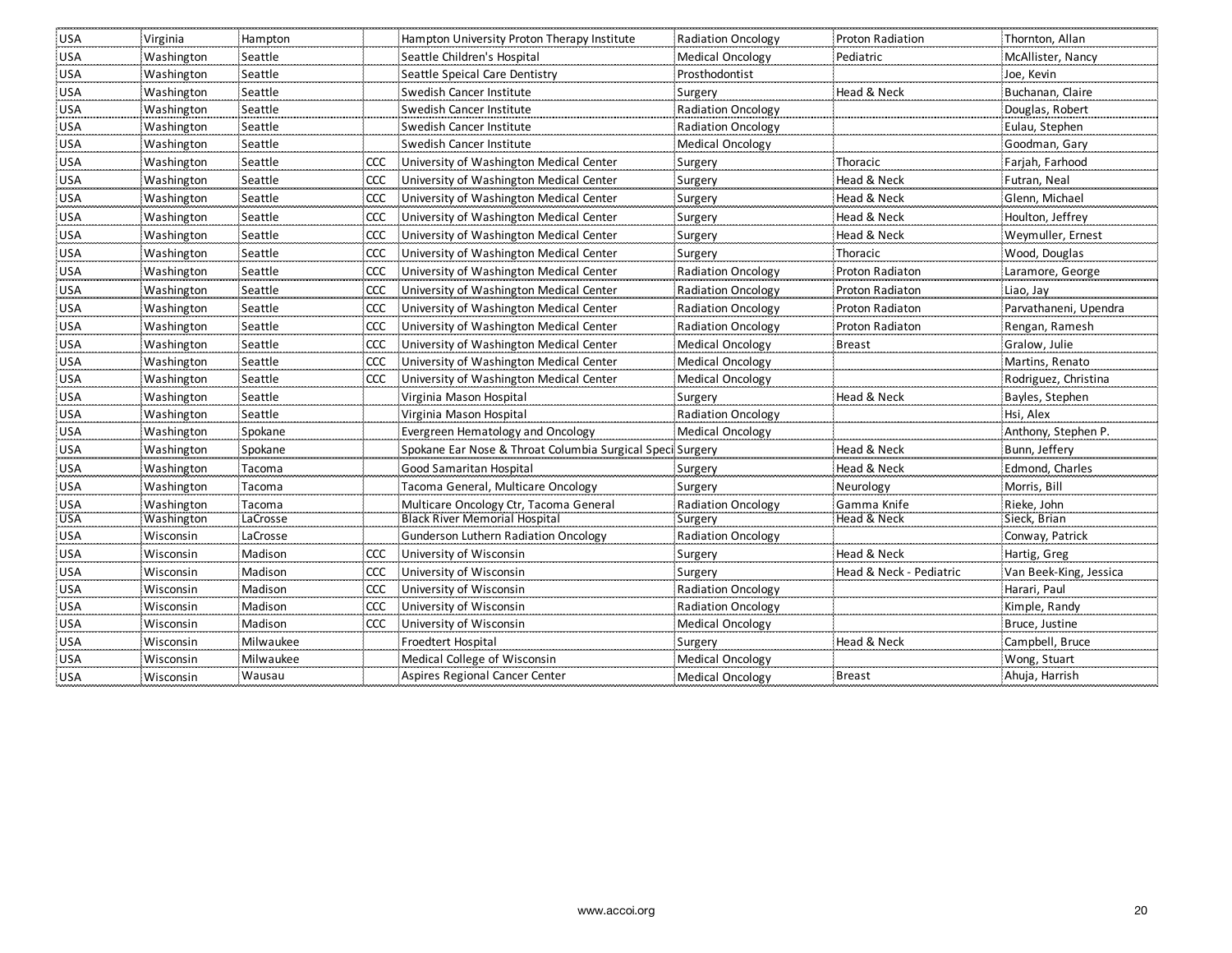| | | | | | | | |
|---|---|---|---|---|---|---|---|
| USA | Virginia | Hampton | | Hampton University Proton Therapy Institute | Radiation Oncology | Proton Radiation | Thornton, Allan |
| USA | Washington | Seattle | | Seattle Children's Hospital | Medical Oncology | Pediatric | McAllister, Nancy |
| USA | Washington | Seattle | | Seattle Speical Care Dentistry | Prosthodontist | | Joe, Kevin |
| USA | Washington | Seattle | | Swedish Cancer Institute | Surgery | Head & Neck | Buchanan, Claire |
| USA | Washington | Seattle | | Swedish Cancer Institute | Radiation Oncology | | Douglas, Robert |
| USA | Washington | Seattle | | Swedish Cancer Institute | Radiation Oncology | | Eulau, Stephen |
| USA | Washington | Seattle | | Swedish Cancer Institute | Medical Oncology | | Goodman, Gary |
| USA | Washington | Seattle | CCC | University of Washington Medical Center | Surgery | Thoracic | Farjah, Farhood |
| USA | Washington | Seattle | CCC | University of Washington Medical Center | Surgery | Head & Neck | Futran, Neal |
| USA | Washington | Seattle | CCC | University of Washington Medical Center | Surgery | Head & Neck | Glenn, Michael |
| USA | Washington | Seattle | CCC | University of Washington Medical Center | Surgery | Head & Neck | Houlton, Jeffrey |
| USA | Washington | Seattle | CCC | University of Washington Medical Center | Surgery | Head & Neck | Weymuller, Ernest |
| USA | Washington | Seattle | CCC | University of Washington Medical Center | Surgery | Thoracic | Wood, Douglas |
| USA | Washington | Seattle | CCC | University of Washington Medical Center | Radiation Oncology | Proton Radiaton | Laramore, George |
| USA | Washington | Seattle | CCC | University of Washington Medical Center | Radiation Oncology | Proton Radiaton | Liao, Jay |
| USA | Washington | Seattle | CCC | University of Washington Medical Center | Radiation Oncology | Proton Radiaton | Parvathaneni, Upendra |
| USA | Washington | Seattle | CCC | University of Washington Medical Center | Radiation Oncology | Proton Radiaton | Rengan, Ramesh |
| USA | Washington | Seattle | CCC | University of Washington Medical Center | Medical Oncology | Breast | Gralow, Julie |
| USA | Washington | Seattle | CCC | University of Washington Medical Center | Medical Oncology | | Martins, Renato |
| USA | Washington | Seattle | CCC | University of Washington Medical Center | Medical Oncology | | Rodriguez, Christina |
| USA | Washington | Seattle | | Virginia Mason Hospital | Surgery | Head & Neck | Bayles, Stephen |
| USA | Washington | Seattle | | Virginia Mason Hospital | Radiation Oncology | | Hsi, Alex |
| USA | Washington | Spokane | | Evergreen Hematology and Oncology | Medical Oncology | | Anthony, Stephen P. |
| USA | Washington | Spokane | | Spokane Ear Nose & Throat Columbia Surgical Speci | Surgery | Head & Neck | Bunn, Jeffery |
| USA | Washington | Tacoma | | Good Samaritan Hospital | Surgery | Head & Neck | Edmond, Charles |
| USA | Washington | Tacoma | | Tacoma General, Multicare Oncology | Surgery | Neurology | Morris, Bill |
| USA | Washington | Tacoma | | Multicare Oncology Ctr, Tacoma General | Radiation Oncology | Gamma Knife | Rieke, John |
| USA | Washington | LaCrosse | | Black River Memorial Hospital | Surgery | Head & Neck | Sieck, Brian |
| USA | Wisconsin | LaCrosse | | Gunderson Luthern Radiation Oncology | Radiation Oncology | | Conway, Patrick |
| USA | Wisconsin | Madison | CCC | University of Wisconsin | Surgery | Head & Neck | Hartig, Greg |
| USA | Wisconsin | Madison | CCC | University of Wisconsin | Surgery | Head & Neck - Pediatric | Van Beek-King, Jessica |
| USA | Wisconsin | Madison | CCC | University of Wisconsin | Radiation Oncology | | Harari, Paul |
| USA | Wisconsin | Madison | CCC | University of Wisconsin | Radiation Oncology | | Kimple, Randy |
| USA | Wisconsin | Madison | CCC | University of Wisconsin | Medical Oncology | | Bruce, Justine |
| USA | Wisconsin | Milwaukee | | Froedtert Hospital | Surgery | Head & Neck | Campbell, Bruce |
| USA | Wisconsin | Milwaukee | | Medical College of Wisconsin | Medical Oncology | | Wong, Stuart |
| USA | Wisconsin | Wausau | | Aspires Regional Cancer Center | Medical Oncology | Breast | Ahuja, Harrish |

www.accoi.org